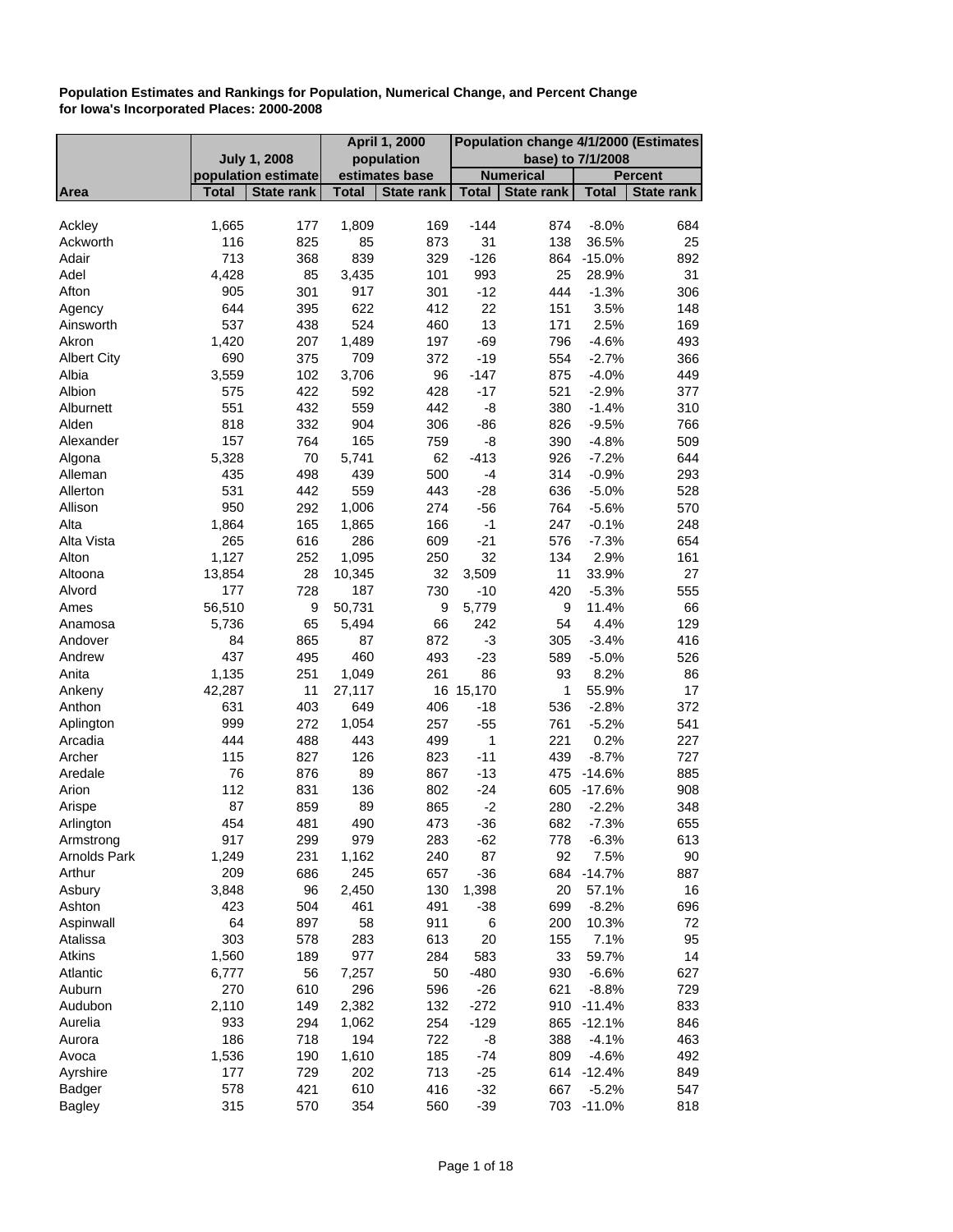**Population Estimates and Rankings for Population, Numerical Change, and Percent Change for Iowa's Incorporated Places: 2000-2008**

| | July 1, 2008 population estimate | | April 1, 2000 population estimates base | | Population change 4/1/2000 (Estimates base) to 7/1/2008 | | | |
|---|---|---|---|---|---|---|---|---|
| | | | | | Numerical | | Percent | |
| Area | Total | State rank | Total | State rank | Total | State rank | Total | State rank |
| Ackley | 1,665 | 177 | 1,809 | 169 | -144 | 874 | -8.0% | 684 |
| Ackworth | 116 | 825 | 85 | 873 | 31 | 138 | 36.5% | 25 |
| Adair | 713 | 368 | 839 | 329 | -126 | 864 | -15.0% | 892 |
| Adel | 4,428 | 85 | 3,435 | 101 | 993 | 25 | 28.9% | 31 |
| Afton | 905 | 301 | 917 | 301 | -12 | 444 | -1.3% | 306 |
| Agency | 644 | 395 | 622 | 412 | 22 | 151 | 3.5% | 148 |
| Ainsworth | 537 | 438 | 524 | 460 | 13 | 171 | 2.5% | 169 |
| Akron | 1,420 | 207 | 1,489 | 197 | -69 | 796 | -4.6% | 493 |
| Albert City | 690 | 375 | 709 | 372 | -19 | 554 | -2.7% | 366 |
| Albia | 3,559 | 102 | 3,706 | 96 | -147 | 875 | -4.0% | 449 |
| Albion | 575 | 422 | 592 | 428 | -17 | 521 | -2.9% | 377 |
| Alburnett | 551 | 432 | 559 | 442 | -8 | 380 | -1.4% | 310 |
| Alden | 818 | 332 | 904 | 306 | -86 | 826 | -9.5% | 766 |
| Alexander | 157 | 764 | 165 | 759 | -8 | 390 | -4.8% | 509 |
| Algona | 5,328 | 70 | 5,741 | 62 | -413 | 926 | -7.2% | 644 |
| Alleman | 435 | 498 | 439 | 500 | -4 | 314 | -0.9% | 293 |
| Allerton | 531 | 442 | 559 | 443 | -28 | 636 | -5.0% | 528 |
| Allison | 950 | 292 | 1,006 | 274 | -56 | 764 | -5.6% | 570 |
| Alta | 1,864 | 165 | 1,865 | 166 | -1 | 247 | -0.1% | 248 |
| Alta Vista | 265 | 616 | 286 | 609 | -21 | 576 | -7.3% | 654 |
| Alton | 1,127 | 252 | 1,095 | 250 | 32 | 134 | 2.9% | 161 |
| Altoona | 13,854 | 28 | 10,345 | 32 | 3,509 | 11 | 33.9% | 27 |
| Alvord | 177 | 728 | 187 | 730 | -10 | 420 | -5.3% | 555 |
| Ames | 56,510 | 9 | 50,731 | 9 | 5,779 | 9 | 11.4% | 66 |
| Anamosa | 5,736 | 65 | 5,494 | 66 | 242 | 54 | 4.4% | 129 |
| Andover | 84 | 865 | 87 | 872 | -3 | 305 | -3.4% | 416 |
| Andrew | 437 | 495 | 460 | 493 | -23 | 589 | -5.0% | 526 |
| Anita | 1,135 | 251 | 1,049 | 261 | 86 | 93 | 8.2% | 86 |
| Ankeny | 42,287 | 11 | 27,117 | 16 | 15,170 | 1 | 55.9% | 17 |
| Anthon | 631 | 403 | 649 | 406 | -18 | 536 | -2.8% | 372 |
| Aplington | 999 | 272 | 1,054 | 257 | -55 | 761 | -5.2% | 541 |
| Arcadia | 444 | 488 | 443 | 499 | 1 | 221 | 0.2% | 227 |
| Archer | 115 | 827 | 126 | 823 | -11 | 439 | -8.7% | 727 |
| Aredale | 76 | 876 | 89 | 867 | -13 | 475 | -14.6% | 885 |
| Arion | 112 | 831 | 136 | 802 | -24 | 605 | -17.6% | 908 |
| Arispe | 87 | 859 | 89 | 865 | -2 | 280 | -2.2% | 348 |
| Arlington | 454 | 481 | 490 | 473 | -36 | 682 | -7.3% | 655 |
| Armstrong | 917 | 299 | 979 | 283 | -62 | 778 | -6.3% | 613 |
| Arnolds Park | 1,249 | 231 | 1,162 | 240 | 87 | 92 | 7.5% | 90 |
| Arthur | 209 | 686 | 245 | 657 | -36 | 684 | -14.7% | 887 |
| Asbury | 3,848 | 96 | 2,450 | 130 | 1,398 | 20 | 57.1% | 16 |
| Ashton | 423 | 504 | 461 | 491 | -38 | 699 | -8.2% | 696 |
| Aspinwall | 64 | 897 | 58 | 911 | 6 | 200 | 10.3% | 72 |
| Atalissa | 303 | 578 | 283 | 613 | 20 | 155 | 7.1% | 95 |
| Atkins | 1,560 | 189 | 977 | 284 | 583 | 33 | 59.7% | 14 |
| Atlantic | 6,777 | 56 | 7,257 | 50 | -480 | 930 | -6.6% | 627 |
| Auburn | 270 | 610 | 296 | 596 | -26 | 621 | -8.8% | 729 |
| Audubon | 2,110 | 149 | 2,382 | 132 | -272 | 910 | -11.4% | 833 |
| Aurelia | 933 | 294 | 1,062 | 254 | -129 | 865 | -12.1% | 846 |
| Aurora | 186 | 718 | 194 | 722 | -8 | 388 | -4.1% | 463 |
| Avoca | 1,536 | 190 | 1,610 | 185 | -74 | 809 | -4.6% | 492 |
| Ayrshire | 177 | 729 | 202 | 713 | -25 | 614 | -12.4% | 849 |
| Badger | 578 | 421 | 610 | 416 | -32 | 667 | -5.2% | 547 |
| Bagley | 315 | 570 | 354 | 560 | -39 | 703 | -11.0% | 818 |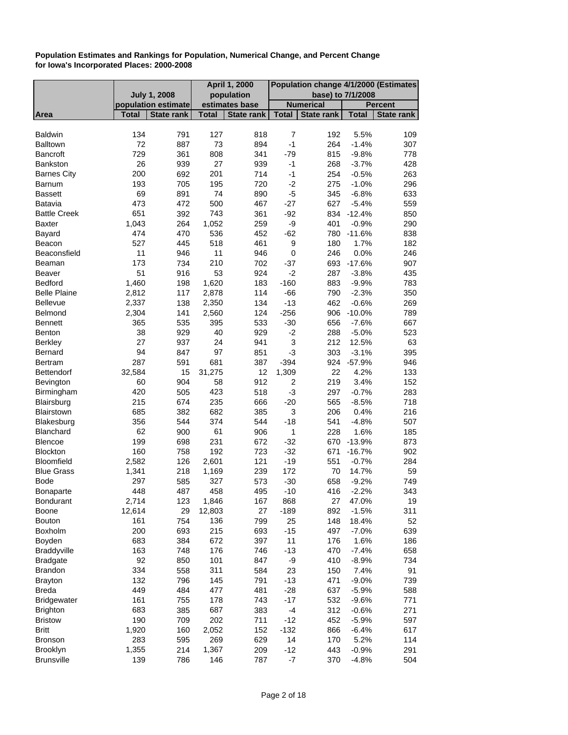**Population Estimates and Rankings for Population, Numerical Change, and Percent Change for Iowa's Incorporated Places: 2000-2008**

| | July 1, 2008 population estimate | | April 1, 2000 population estimates base | | Population change 4/1/2000 (Estimates base) to 7/1/2008 | | | |
|---|---|---|---|---|---|---|---|---|
| | | | | | Numerical | | Percent | |
| Area | Total | State rank | Total | State rank | Total | State rank | Total | State rank |
| Baldwin | 134 | 791 | 127 | 818 | 7 | 192 | 5.5% | 109 |
| Balltown | 72 | 887 | 73 | 894 | -1 | 264 | -1.4% | 307 |
| Bancroft | 729 | 361 | 808 | 341 | -79 | 815 | -9.8% | 778 |
| Bankston | 26 | 939 | 27 | 939 | -1 | 268 | -3.7% | 428 |
| Barnes City | 200 | 692 | 201 | 714 | -1 | 254 | -0.5% | 263 |
| Barnum | 193 | 705 | 195 | 720 | -2 | 275 | -1.0% | 296 |
| Bassett | 69 | 891 | 74 | 890 | -5 | 345 | -6.8% | 633 |
| Batavia | 473 | 472 | 500 | 467 | -27 | 627 | -5.4% | 559 |
| Battle Creek | 651 | 392 | 743 | 361 | -92 | 834 | -12.4% | 850 |
| Baxter | 1,043 | 264 | 1,052 | 259 | -9 | 401 | -0.9% | 290 |
| Bayard | 474 | 470 | 536 | 452 | -62 | 780 | -11.6% | 838 |
| Beacon | 527 | 445 | 518 | 461 | 9 | 180 | 1.7% | 182 |
| Beaconsfield | 11 | 946 | 11 | 946 | 0 | 246 | 0.0% | 246 |
| Beaman | 173 | 734 | 210 | 702 | -37 | 693 | -17.6% | 907 |
| Beaver | 51 | 916 | 53 | 924 | -2 | 287 | -3.8% | 435 |
| Bedford | 1,460 | 198 | 1,620 | 183 | -160 | 883 | -9.9% | 783 |
| Belle Plaine | 2,812 | 117 | 2,878 | 114 | -66 | 790 | -2.3% | 350 |
| Bellevue | 2,337 | 138 | 2,350 | 134 | -13 | 462 | -0.6% | 269 |
| Belmond | 2,304 | 141 | 2,560 | 124 | -256 | 906 | -10.0% | 789 |
| Bennett | 365 | 535 | 395 | 533 | -30 | 656 | -7.6% | 667 |
| Benton | 38 | 929 | 40 | 929 | -2 | 288 | -5.0% | 523 |
| Berkley | 27 | 937 | 24 | 941 | 3 | 212 | 12.5% | 63 |
| Bernard | 94 | 847 | 97 | 851 | -3 | 303 | -3.1% | 395 |
| Bertram | 287 | 591 | 681 | 387 | -394 | 924 | -57.9% | 946 |
| Bettendorf | 32,584 | 15 | 31,275 | 12 | 1,309 | 22 | 4.2% | 133 |
| Bevington | 60 | 904 | 58 | 912 | 2 | 219 | 3.4% | 152 |
| Birmingham | 420 | 505 | 423 | 518 | -3 | 297 | -0.7% | 283 |
| Blairsburg | 215 | 674 | 235 | 666 | -20 | 565 | -8.5% | 718 |
| Blairstown | 685 | 382 | 682 | 385 | 3 | 206 | 0.4% | 216 |
| Blakesburg | 356 | 544 | 374 | 544 | -18 | 541 | -4.8% | 507 |
| Blanchard | 62 | 900 | 61 | 906 | 1 | 228 | 1.6% | 185 |
| Blencoe | 199 | 698 | 231 | 672 | -32 | 670 | -13.9% | 873 |
| Blockton | 160 | 758 | 192 | 723 | -32 | 671 | -16.7% | 902 |
| Bloomfield | 2,582 | 126 | 2,601 | 121 | -19 | 551 | -0.7% | 284 |
| Blue Grass | 1,341 | 218 | 1,169 | 239 | 172 | 70 | 14.7% | 59 |
| Bode | 297 | 585 | 327 | 573 | -30 | 658 | -9.2% | 749 |
| Bonaparte | 448 | 487 | 458 | 495 | -10 | 416 | -2.2% | 343 |
| Bondurant | 2,714 | 123 | 1,846 | 167 | 868 | 27 | 47.0% | 19 |
| Boone | 12,614 | 29 | 12,803 | 27 | -189 | 892 | -1.5% | 311 |
| Bouton | 161 | 754 | 136 | 799 | 25 | 148 | 18.4% | 52 |
| Boxholm | 200 | 693 | 215 | 693 | -15 | 497 | -7.0% | 639 |
| Boyden | 683 | 384 | 672 | 397 | 11 | 176 | 1.6% | 186 |
| Braddyville | 163 | 748 | 176 | 746 | -13 | 470 | -7.4% | 658 |
| Bradgate | 92 | 850 | 101 | 847 | -9 | 410 | -8.9% | 734 |
| Brandon | 334 | 558 | 311 | 584 | 23 | 150 | 7.4% | 91 |
| Brayton | 132 | 796 | 145 | 791 | -13 | 471 | -9.0% | 739 |
| Breda | 449 | 484 | 477 | 481 | -28 | 637 | -5.9% | 588 |
| Bridgewater | 161 | 755 | 178 | 743 | -17 | 532 | -9.6% | 771 |
| Brighton | 683 | 385 | 687 | 383 | -4 | 312 | -0.6% | 271 |
| Bristow | 190 | 709 | 202 | 711 | -12 | 452 | -5.9% | 597 |
| Britt | 1,920 | 160 | 2,052 | 152 | -132 | 866 | -6.4% | 617 |
| Bronson | 283 | 595 | 269 | 629 | 14 | 170 | 5.2% | 114 |
| Brooklyn | 1,355 | 214 | 1,367 | 209 | -12 | 443 | -0.9% | 291 |
| Brunsville | 139 | 786 | 146 | 787 | -7 | 370 | -4.8% | 504 |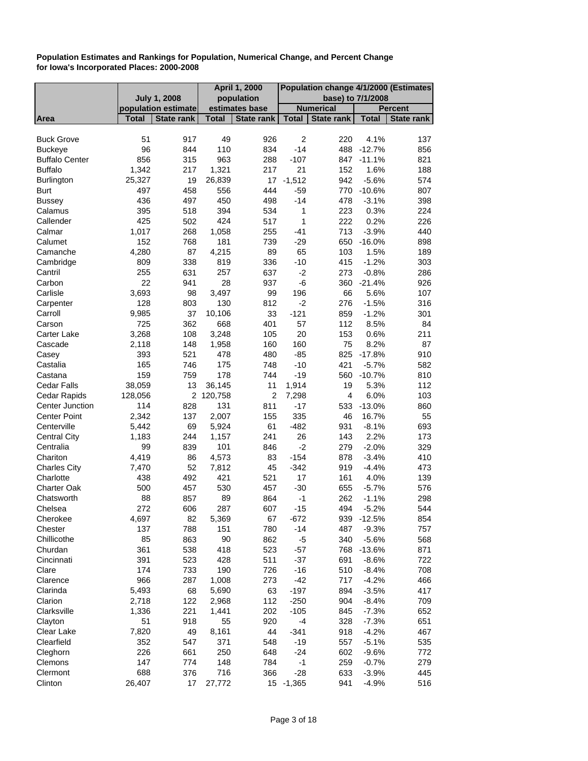**Population Estimates and Rankings for Population, Numerical Change, and Percent Change for Iowa's Incorporated Places: 2000-2008**

| | July 1, 2008 population estimate | | April 1, 2000 population estimates base | | Population change 4/1/2000 (Estimates base) to 7/1/2008 | | | |
|---|---|---|---|---|---|---|---|---|
| | | | | | Numerical | | Percent | |
| Area | Total | State rank | Total | State rank | Total | State rank | Total | State rank |
| Buck Grove | 51 | 917 | 49 | 926 | 2 | 220 | 4.1% | 137 |
| Buckeye | 96 | 844 | 110 | 834 | -14 | 488 | -12.7% | 856 |
| Buffalo Center | 856 | 315 | 963 | 288 | -107 | 847 | -11.1% | 821 |
| Buffalo | 1,342 | 217 | 1,321 | 217 | 21 | 152 | 1.6% | 188 |
| Burlington | 25,327 | 19 | 26,839 | 17 | -1,512 | 942 | -5.6% | 574 |
| Burt | 497 | 458 | 556 | 444 | -59 | 770 | -10.6% | 807 |
| Bussey | 436 | 497 | 450 | 498 | -14 | 478 | -3.1% | 398 |
| Calamus | 395 | 518 | 394 | 534 | 1 | 223 | 0.3% | 224 |
| Callender | 425 | 502 | 424 | 517 | 1 | 222 | 0.2% | 226 |
| Calmar | 1,017 | 268 | 1,058 | 255 | -41 | 713 | -3.9% | 440 |
| Calumet | 152 | 768 | 181 | 739 | -29 | 650 | -16.0% | 898 |
| Camanche | 4,280 | 87 | 4,215 | 89 | 65 | 103 | 1.5% | 189 |
| Cambridge | 809 | 338 | 819 | 336 | -10 | 415 | -1.2% | 303 |
| Cantril | 255 | 631 | 257 | 637 | -2 | 273 | -0.8% | 286 |
| Carbon | 22 | 941 | 28 | 937 | -6 | 360 | -21.4% | 926 |
| Carlisle | 3,693 | 98 | 3,497 | 99 | 196 | 66 | 5.6% | 107 |
| Carpenter | 128 | 803 | 130 | 812 | -2 | 276 | -1.5% | 316 |
| Carroll | 9,985 | 37 | 10,106 | 33 | -121 | 859 | -1.2% | 301 |
| Carson | 725 | 362 | 668 | 401 | 57 | 112 | 8.5% | 84 |
| Carter Lake | 3,268 | 108 | 3,248 | 105 | 20 | 153 | 0.6% | 211 |
| Cascade | 2,118 | 148 | 1,958 | 160 | 160 | 75 | 8.2% | 87 |
| Casey | 393 | 521 | 478 | 480 | -85 | 825 | -17.8% | 910 |
| Castalia | 165 | 746 | 175 | 748 | -10 | 421 | -5.7% | 582 |
| Castana | 159 | 759 | 178 | 744 | -19 | 560 | -10.7% | 810 |
| Cedar Falls | 38,059 | 13 | 36,145 | 11 | 1,914 | 19 | 5.3% | 112 |
| Cedar Rapids | 128,056 | 2 | 120,758 | 2 | 7,298 | 4 | 6.0% | 103 |
| Center Junction | 114 | 828 | 131 | 811 | -17 | 533 | -13.0% | 860 |
| Center Point | 2,342 | 137 | 2,007 | 155 | 335 | 46 | 16.7% | 55 |
| Centerville | 5,442 | 69 | 5,924 | 61 | -482 | 931 | -8.1% | 693 |
| Central City | 1,183 | 244 | 1,157 | 241 | 26 | 143 | 2.2% | 173 |
| Centralia | 99 | 839 | 101 | 846 | -2 | 279 | -2.0% | 329 |
| Chariton | 4,419 | 86 | 4,573 | 83 | -154 | 878 | -3.4% | 410 |
| Charles City | 7,470 | 52 | 7,812 | 45 | -342 | 919 | -4.4% | 473 |
| Charlotte | 438 | 492 | 421 | 521 | 17 | 161 | 4.0% | 139 |
| Charter Oak | 500 | 457 | 530 | 457 | -30 | 655 | -5.7% | 576 |
| Chatsworth | 88 | 857 | 89 | 864 | -1 | 262 | -1.1% | 298 |
| Chelsea | 272 | 606 | 287 | 607 | -15 | 494 | -5.2% | 544 |
| Cherokee | 4,697 | 82 | 5,369 | 67 | -672 | 939 | -12.5% | 854 |
| Chester | 137 | 788 | 151 | 780 | -14 | 487 | -9.3% | 757 |
| Chillicothe | 85 | 863 | 90 | 862 | -5 | 340 | -5.6% | 568 |
| Churdan | 361 | 538 | 418 | 523 | -57 | 768 | -13.6% | 871 |
| Cincinnati | 391 | 523 | 428 | 511 | -37 | 691 | -8.6% | 722 |
| Clare | 174 | 733 | 190 | 726 | -16 | 510 | -8.4% | 708 |
| Clarence | 966 | 287 | 1,008 | 273 | -42 | 717 | -4.2% | 466 |
| Clarinda | 5,493 | 68 | 5,690 | 63 | -197 | 894 | -3.5% | 417 |
| Clarion | 2,718 | 122 | 2,968 | 112 | -250 | 904 | -8.4% | 709 |
| Clarksville | 1,336 | 221 | 1,441 | 202 | -105 | 845 | -7.3% | 652 |
| Clayton | 51 | 918 | 55 | 920 | -4 | 328 | -7.3% | 651 |
| Clear Lake | 7,820 | 49 | 8,161 | 44 | -341 | 918 | -4.2% | 467 |
| Clearfield | 352 | 547 | 371 | 548 | -19 | 557 | -5.1% | 535 |
| Cleghorn | 226 | 661 | 250 | 648 | -24 | 602 | -9.6% | 772 |
| Clemons | 147 | 774 | 148 | 784 | -1 | 259 | -0.7% | 279 |
| Clermont | 688 | 376 | 716 | 366 | -28 | 633 | -3.9% | 445 |
| Clinton | 26,407 | 17 | 27,772 | 15 | -1,365 | 941 | -4.9% | 516 |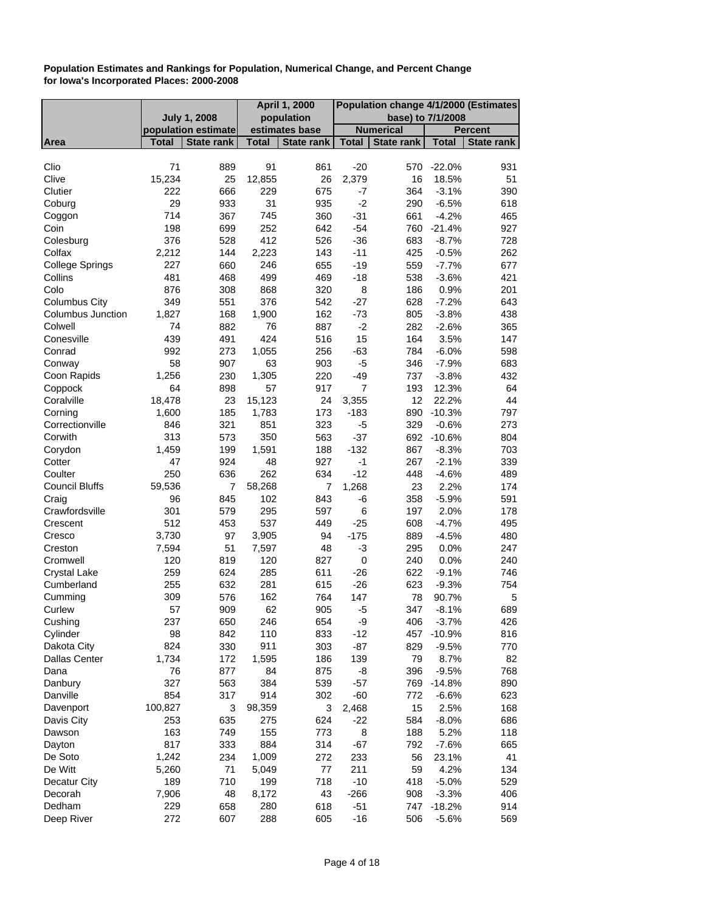**Population Estimates and Rankings for Population, Numerical Change, and Percent Change for Iowa's Incorporated Places: 2000-2008**

| | July 1, 2008 population estimate | | April 1, 2000 population estimates base | | Population change 4/1/2000 (Estimates base) to 7/1/2008 | | | |
|---|---|---|---|---|---|---|---|---|
| | | | | | Numerical | | Percent | |
| Area | Total | State rank | Total | State rank | Total | State rank | Total | State rank |
| Clio | 71 | 889 | 91 | 861 | -20 | 570 | -22.0% | 931 |
| Clive | 15,234 | 25 | 12,855 | 26 | 2,379 | 16 | 18.5% | 51 |
| Clutier | 222 | 666 | 229 | 675 | -7 | 364 | -3.1% | 390 |
| Coburg | 29 | 933 | 31 | 935 | -2 | 290 | -6.5% | 618 |
| Coggon | 714 | 367 | 745 | 360 | -31 | 661 | -4.2% | 465 |
| Coin | 198 | 699 | 252 | 642 | -54 | 760 | -21.4% | 927 |
| Colesburg | 376 | 528 | 412 | 526 | -36 | 683 | -8.7% | 728 |
| Colfax | 2,212 | 144 | 2,223 | 143 | -11 | 425 | -0.5% | 262 |
| College Springs | 227 | 660 | 246 | 655 | -19 | 559 | -7.7% | 677 |
| Collins | 481 | 468 | 499 | 469 | -18 | 538 | -3.6% | 421 |
| Colo | 876 | 308 | 868 | 320 | 8 | 186 | 0.9% | 201 |
| Columbus City | 349 | 551 | 376 | 542 | -27 | 628 | -7.2% | 643 |
| Columbus Junction | 1,827 | 168 | 1,900 | 162 | -73 | 805 | -3.8% | 438 |
| Colwell | 74 | 882 | 76 | 887 | -2 | 282 | -2.6% | 365 |
| Conesville | 439 | 491 | 424 | 516 | 15 | 164 | 3.5% | 147 |
| Conrad | 992 | 273 | 1,055 | 256 | -63 | 784 | -6.0% | 598 |
| Conway | 58 | 907 | 63 | 903 | -5 | 346 | -7.9% | 683 |
| Coon Rapids | 1,256 | 230 | 1,305 | 220 | -49 | 737 | -3.8% | 432 |
| Coppock | 64 | 898 | 57 | 917 | 7 | 193 | 12.3% | 64 |
| Coralville | 18,478 | 23 | 15,123 | 24 | 3,355 | 12 | 22.2% | 44 |
| Corning | 1,600 | 185 | 1,783 | 173 | -183 | 890 | -10.3% | 797 |
| Correctionville | 846 | 321 | 851 | 323 | -5 | 329 | -0.6% | 273 |
| Corwith | 313 | 573 | 350 | 563 | -37 | 692 | -10.6% | 804 |
| Corydon | 1,459 | 199 | 1,591 | 188 | -132 | 867 | -8.3% | 703 |
| Cotter | 47 | 924 | 48 | 927 | -1 | 267 | -2.1% | 339 |
| Coulter | 250 | 636 | 262 | 634 | -12 | 448 | -4.6% | 489 |
| Council Bluffs | 59,536 | 7 | 58,268 | 7 | 1,268 | 23 | 2.2% | 174 |
| Craig | 96 | 845 | 102 | 843 | -6 | 358 | -5.9% | 591 |
| Crawfordsville | 301 | 579 | 295 | 597 | 6 | 197 | 2.0% | 178 |
| Crescent | 512 | 453 | 537 | 449 | -25 | 608 | -4.7% | 495 |
| Cresco | 3,730 | 97 | 3,905 | 94 | -175 | 889 | -4.5% | 480 |
| Creston | 7,594 | 51 | 7,597 | 48 | -3 | 295 | 0.0% | 247 |
| Cromwell | 120 | 819 | 120 | 827 | 0 | 240 | 0.0% | 240 |
| Crystal Lake | 259 | 624 | 285 | 611 | -26 | 622 | -9.1% | 746 |
| Cumberland | 255 | 632 | 281 | 615 | -26 | 623 | -9.3% | 754 |
| Cumming | 309 | 576 | 162 | 764 | 147 | 78 | 90.7% | 5 |
| Curlew | 57 | 909 | 62 | 905 | -5 | 347 | -8.1% | 689 |
| Cushing | 237 | 650 | 246 | 654 | -9 | 406 | -3.7% | 426 |
| Cylinder | 98 | 842 | 110 | 833 | -12 | 457 | -10.9% | 816 |
| Dakota City | 824 | 330 | 911 | 303 | -87 | 829 | -9.5% | 770 |
| Dallas Center | 1,734 | 172 | 1,595 | 186 | 139 | 79 | 8.7% | 82 |
| Dana | 76 | 877 | 84 | 875 | -8 | 396 | -9.5% | 768 |
| Danbury | 327 | 563 | 384 | 539 | -57 | 769 | -14.8% | 890 |
| Danville | 854 | 317 | 914 | 302 | -60 | 772 | -6.6% | 623 |
| Davenport | 100,827 | 3 | 98,359 | 3 | 2,468 | 15 | 2.5% | 168 |
| Davis City | 253 | 635 | 275 | 624 | -22 | 584 | -8.0% | 686 |
| Dawson | 163 | 749 | 155 | 773 | 8 | 188 | 5.2% | 118 |
| Dayton | 817 | 333 | 884 | 314 | -67 | 792 | -7.6% | 665 |
| De Soto | 1,242 | 234 | 1,009 | 272 | 233 | 56 | 23.1% | 41 |
| De Witt | 5,260 | 71 | 5,049 | 77 | 211 | 59 | 4.2% | 134 |
| Decatur City | 189 | 710 | 199 | 718 | -10 | 418 | -5.0% | 529 |
| Decorah | 7,906 | 48 | 8,172 | 43 | -266 | 908 | -3.3% | 406 |
| Dedham | 229 | 658 | 280 | 618 | -51 | 747 | -18.2% | 914 |
| Deep River | 272 | 607 | 288 | 605 | -16 | 506 | -5.6% | 569 |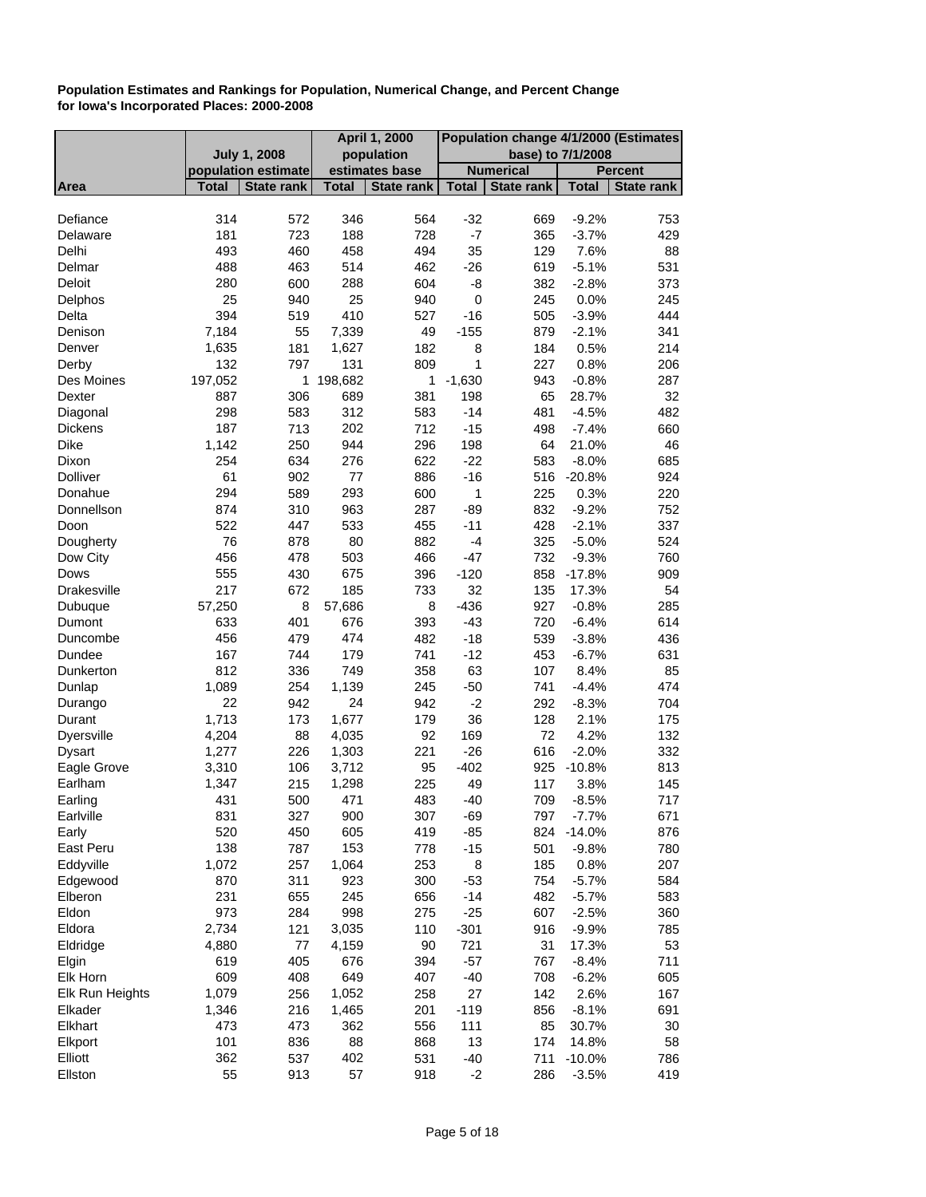**Population Estimates and Rankings for Population, Numerical Change, and Percent Change for Iowa's Incorporated Places: 2000-2008**

| | July 1, 2008 population estimate | | April 1, 2000 population estimates base | | Population change 4/1/2000 (Estimates base) to 7/1/2008 | | | |
|---|---|---|---|---|---|---|---|---|
| | | | | | Numerical | | Percent | |
| Area | Total | State rank | Total | State rank | Total | State rank | Total | State rank |
| Defiance | 314 | 572 | 346 | 564 | -32 | 669 | -9.2% | 753 |
| Delaware | 181 | 723 | 188 | 728 | -7 | 365 | -3.7% | 429 |
| Delhi | 493 | 460 | 458 | 494 | 35 | 129 | 7.6% | 88 |
| Delmar | 488 | 463 | 514 | 462 | -26 | 619 | -5.1% | 531 |
| Deloit | 280 | 600 | 288 | 604 | -8 | 382 | -2.8% | 373 |
| Delphos | 25 | 940 | 25 | 940 | 0 | 245 | 0.0% | 245 |
| Delta | 394 | 519 | 410 | 527 | -16 | 505 | -3.9% | 444 |
| Denison | 7,184 | 55 | 7,339 | 49 | -155 | 879 | -2.1% | 341 |
| Denver | 1,635 | 181 | 1,627 | 182 | 8 | 184 | 0.5% | 214 |
| Derby | 132 | 797 | 131 | 809 | 1 | 227 | 0.8% | 206 |
| Des Moines | 197,052 | 1 | 198,682 | 1 | -1,630 | 943 | -0.8% | 287 |
| Dexter | 887 | 306 | 689 | 381 | 198 | 65 | 28.7% | 32 |
| Diagonal | 298 | 583 | 312 | 583 | -14 | 481 | -4.5% | 482 |
| Dickens | 187 | 713 | 202 | 712 | -15 | 498 | -7.4% | 660 |
| Dike | 1,142 | 250 | 944 | 296 | 198 | 64 | 21.0% | 46 |
| Dixon | 254 | 634 | 276 | 622 | -22 | 583 | -8.0% | 685 |
| Dolliver | 61 | 902 | 77 | 886 | -16 | 516 | -20.8% | 924 |
| Donahue | 294 | 589 | 293 | 600 | 1 | 225 | 0.3% | 220 |
| Donnellson | 874 | 310 | 963 | 287 | -89 | 832 | -9.2% | 752 |
| Doon | 522 | 447 | 533 | 455 | -11 | 428 | -2.1% | 337 |
| Dougherty | 76 | 878 | 80 | 882 | -4 | 325 | -5.0% | 524 |
| Dow City | 456 | 478 | 503 | 466 | -47 | 732 | -9.3% | 760 |
| Dows | 555 | 430 | 675 | 396 | -120 | 858 | -17.8% | 909 |
| Drakesville | 217 | 672 | 185 | 733 | 32 | 135 | 17.3% | 54 |
| Dubuque | 57,250 | 8 | 57,686 | 8 | -436 | 927 | -0.8% | 285 |
| Dumont | 633 | 401 | 676 | 393 | -43 | 720 | -6.4% | 614 |
| Duncombe | 456 | 479 | 474 | 482 | -18 | 539 | -3.8% | 436 |
| Dundee | 167 | 744 | 179 | 741 | -12 | 453 | -6.7% | 631 |
| Dunkerton | 812 | 336 | 749 | 358 | 63 | 107 | 8.4% | 85 |
| Dunlap | 1,089 | 254 | 1,139 | 245 | -50 | 741 | -4.4% | 474 |
| Durango | 22 | 942 | 24 | 942 | -2 | 292 | -8.3% | 704 |
| Durant | 1,713 | 173 | 1,677 | 179 | 36 | 128 | 2.1% | 175 |
| Dyersville | 4,204 | 88 | 4,035 | 92 | 169 | 72 | 4.2% | 132 |
| Dysart | 1,277 | 226 | 1,303 | 221 | -26 | 616 | -2.0% | 332 |
| Eagle Grove | 3,310 | 106 | 3,712 | 95 | -402 | 925 | -10.8% | 813 |
| Earlham | 1,347 | 215 | 1,298 | 225 | 49 | 117 | 3.8% | 145 |
| Earling | 431 | 500 | 471 | 483 | -40 | 709 | -8.5% | 717 |
| Earlville | 831 | 327 | 900 | 307 | -69 | 797 | -7.7% | 671 |
| Early | 520 | 450 | 605 | 419 | -85 | 824 | -14.0% | 876 |
| East Peru | 138 | 787 | 153 | 778 | -15 | 501 | -9.8% | 780 |
| Eddyville | 1,072 | 257 | 1,064 | 253 | 8 | 185 | 0.8% | 207 |
| Edgewood | 870 | 311 | 923 | 300 | -53 | 754 | -5.7% | 584 |
| Elberon | 231 | 655 | 245 | 656 | -14 | 482 | -5.7% | 583 |
| Eldon | 973 | 284 | 998 | 275 | -25 | 607 | -2.5% | 360 |
| Eldora | 2,734 | 121 | 3,035 | 110 | -301 | 916 | -9.9% | 785 |
| Eldridge | 4,880 | 77 | 4,159 | 90 | 721 | 31 | 17.3% | 53 |
| Elgin | 619 | 405 | 676 | 394 | -57 | 767 | -8.4% | 711 |
| Elk Horn | 609 | 408 | 649 | 407 | -40 | 708 | -6.2% | 605 |
| Elk Run Heights | 1,079 | 256 | 1,052 | 258 | 27 | 142 | 2.6% | 167 |
| Elkader | 1,346 | 216 | 1,465 | 201 | -119 | 856 | -8.1% | 691 |
| Elkhart | 473 | 473 | 362 | 556 | 111 | 85 | 30.7% | 30 |
| Elkport | 101 | 836 | 88 | 868 | 13 | 174 | 14.8% | 58 |
| Elliott | 362 | 537 | 402 | 531 | -40 | 711 | -10.0% | 786 |
| Ellston | 55 | 913 | 57 | 918 | -2 | 286 | -3.5% | 419 |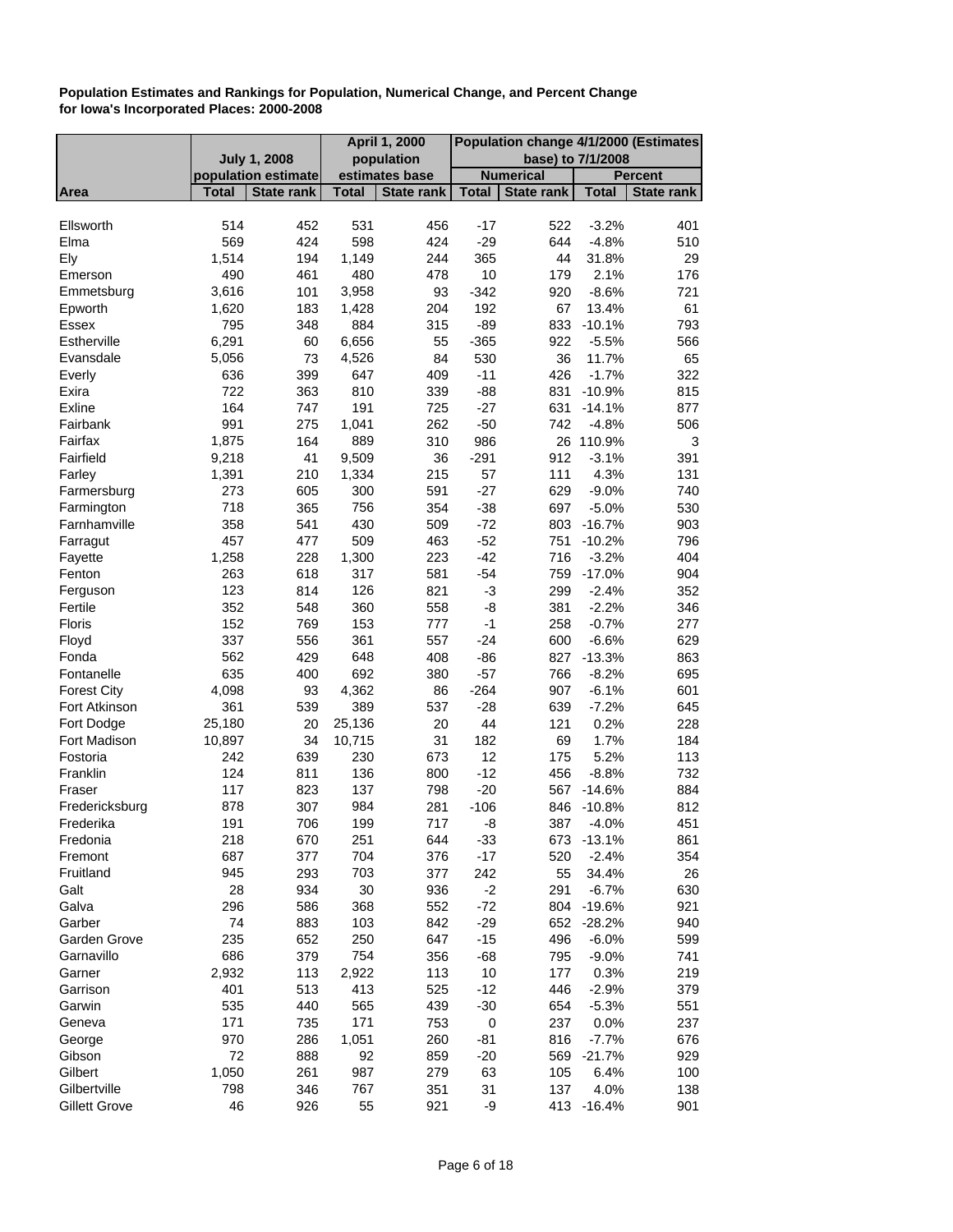**Population Estimates and Rankings for Population, Numerical Change, and Percent Change for Iowa's Incorporated Places: 2000-2008**

| | July 1, 2008 population estimate | | April 1, 2000 population estimates base | | Population change 4/1/2000 (Estimates base) to 7/1/2008 | | | |
|---|---|---|---|---|---|---|---|---|
| | | | | | Numerical | | Percent | |
| Area | Total | State rank | Total | State rank | Total | State rank | Total | State rank |
| Ellsworth | 514 | 452 | 531 | 456 | -17 | 522 | -3.2% | 401 |
| Elma | 569 | 424 | 598 | 424 | -29 | 644 | -4.8% | 510 |
| Ely | 1,514 | 194 | 1,149 | 244 | 365 | 44 | 31.8% | 29 |
| Emerson | 490 | 461 | 480 | 478 | 10 | 179 | 2.1% | 176 |
| Emmetsburg | 3,616 | 101 | 3,958 | 93 | -342 | 920 | -8.6% | 721 |
| Epworth | 1,620 | 183 | 1,428 | 204 | 192 | 67 | 13.4% | 61 |
| Essex | 795 | 348 | 884 | 315 | -89 | 833 | -10.1% | 793 |
| Estherville | 6,291 | 60 | 6,656 | 55 | -365 | 922 | -5.5% | 566 |
| Evansdale | 5,056 | 73 | 4,526 | 84 | 530 | 36 | 11.7% | 65 |
| Everly | 636 | 399 | 647 | 409 | -11 | 426 | -1.7% | 322 |
| Exira | 722 | 363 | 810 | 339 | -88 | 831 | -10.9% | 815 |
| Exline | 164 | 747 | 191 | 725 | -27 | 631 | -14.1% | 877 |
| Fairbank | 991 | 275 | 1,041 | 262 | -50 | 742 | -4.8% | 506 |
| Fairfax | 1,875 | 164 | 889 | 310 | 986 | 26 | 110.9% | 3 |
| Fairfield | 9,218 | 41 | 9,509 | 36 | -291 | 912 | -3.1% | 391 |
| Farley | 1,391 | 210 | 1,334 | 215 | 57 | 111 | 4.3% | 131 |
| Farmersburg | 273 | 605 | 300 | 591 | -27 | 629 | -9.0% | 740 |
| Farmington | 718 | 365 | 756 | 354 | -38 | 697 | -5.0% | 530 |
| Farnhamville | 358 | 541 | 430 | 509 | -72 | 803 | -16.7% | 903 |
| Farragut | 457 | 477 | 509 | 463 | -52 | 751 | -10.2% | 796 |
| Fayette | 1,258 | 228 | 1,300 | 223 | -42 | 716 | -3.2% | 404 |
| Fenton | 263 | 618 | 317 | 581 | -54 | 759 | -17.0% | 904 |
| Ferguson | 123 | 814 | 126 | 821 | -3 | 299 | -2.4% | 352 |
| Fertile | 352 | 548 | 360 | 558 | -8 | 381 | -2.2% | 346 |
| Floris | 152 | 769 | 153 | 777 | -1 | 258 | -0.7% | 277 |
| Floyd | 337 | 556 | 361 | 557 | -24 | 600 | -6.6% | 629 |
| Fonda | 562 | 429 | 648 | 408 | -86 | 827 | -13.3% | 863 |
| Fontanelle | 635 | 400 | 692 | 380 | -57 | 766 | -8.2% | 695 |
| Forest City | 4,098 | 93 | 4,362 | 86 | -264 | 907 | -6.1% | 601 |
| Fort Atkinson | 361 | 539 | 389 | 537 | -28 | 639 | -7.2% | 645 |
| Fort Dodge | 25,180 | 20 | 25,136 | 20 | 44 | 121 | 0.2% | 228 |
| Fort Madison | 10,897 | 34 | 10,715 | 31 | 182 | 69 | 1.7% | 184 |
| Fostoria | 242 | 639 | 230 | 673 | 12 | 175 | 5.2% | 113 |
| Franklin | 124 | 811 | 136 | 800 | -12 | 456 | -8.8% | 732 |
| Fraser | 117 | 823 | 137 | 798 | -20 | 567 | -14.6% | 884 |
| Fredericksburg | 878 | 307 | 984 | 281 | -106 | 846 | -10.8% | 812 |
| Frederika | 191 | 706 | 199 | 717 | -8 | 387 | -4.0% | 451 |
| Fredonia | 218 | 670 | 251 | 644 | -33 | 673 | -13.1% | 861 |
| Fremont | 687 | 377 | 704 | 376 | -17 | 520 | -2.4% | 354 |
| Fruitland | 945 | 293 | 703 | 377 | 242 | 55 | 34.4% | 26 |
| Galt | 28 | 934 | 30 | 936 | -2 | 291 | -6.7% | 630 |
| Galva | 296 | 586 | 368 | 552 | -72 | 804 | -19.6% | 921 |
| Garber | 74 | 883 | 103 | 842 | -29 | 652 | -28.2% | 940 |
| Garden Grove | 235 | 652 | 250 | 647 | -15 | 496 | -6.0% | 599 |
| Garnavillo | 686 | 379 | 754 | 356 | -68 | 795 | -9.0% | 741 |
| Garner | 2,932 | 113 | 2,922 | 113 | 10 | 177 | 0.3% | 219 |
| Garrison | 401 | 513 | 413 | 525 | -12 | 446 | -2.9% | 379 |
| Garwin | 535 | 440 | 565 | 439 | -30 | 654 | -5.3% | 551 |
| Geneva | 171 | 735 | 171 | 753 | 0 | 237 | 0.0% | 237 |
| George | 970 | 286 | 1,051 | 260 | -81 | 816 | -7.7% | 676 |
| Gibson | 72 | 888 | 92 | 859 | -20 | 569 | -21.7% | 929 |
| Gilbert | 1,050 | 261 | 987 | 279 | 63 | 105 | 6.4% | 100 |
| Gilbertville | 798 | 346 | 767 | 351 | 31 | 137 | 4.0% | 138 |
| Gillett Grove | 46 | 926 | 55 | 921 | -9 | 413 | -16.4% | 901 |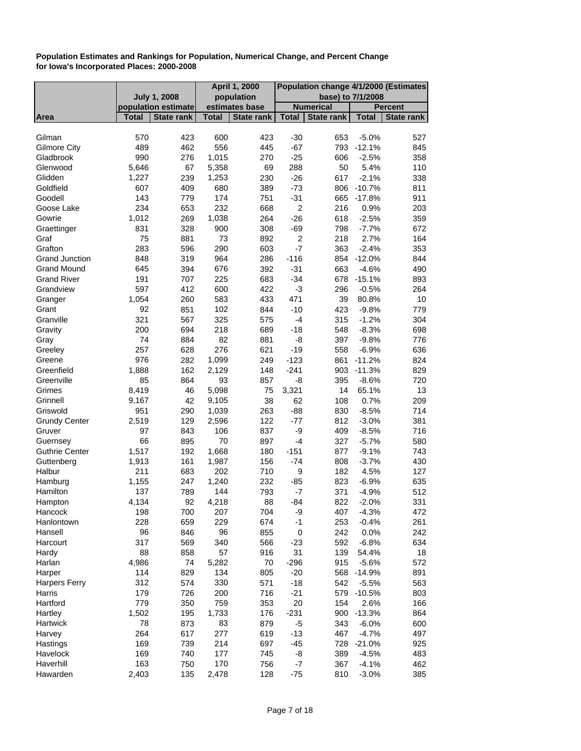**Population Estimates and Rankings for Population, Numerical Change, and Percent Change for Iowa's Incorporated Places: 2000-2008**

| | July 1, 2008 population estimate | | April 1, 2000 population estimates base | | Population change 4/1/2000 (Estimates base) to 7/1/2008 | | | |
|---|---|---|---|---|---|---|---|---|
| | | | | | Numerical | | Percent | |
| Area | Total | State rank | Total | State rank | Total | State rank | Total | State rank |
| Gilman | 570 | 423 | 600 | 423 | -30 | 653 | -5.0% | 527 |
| Gilmore City | 489 | 462 | 556 | 445 | -67 | 793 | -12.1% | 845 |
| Gladbrook | 990 | 276 | 1,015 | 270 | -25 | 606 | -2.5% | 358 |
| Glenwood | 5,646 | 67 | 5,358 | 69 | 288 | 50 | 5.4% | 110 |
| Glidden | 1,227 | 239 | 1,253 | 230 | -26 | 617 | -2.1% | 338 |
| Goldfield | 607 | 409 | 680 | 389 | -73 | 806 | -10.7% | 811 |
| Goodell | 143 | 779 | 174 | 751 | -31 | 665 | -17.8% | 911 |
| Goose Lake | 234 | 653 | 232 | 668 | 2 | 216 | 0.9% | 203 |
| Gowrie | 1,012 | 269 | 1,038 | 264 | -26 | 618 | -2.5% | 359 |
| Graettinger | 831 | 328 | 900 | 308 | -69 | 798 | -7.7% | 672 |
| Graf | 75 | 881 | 73 | 892 | 2 | 218 | 2.7% | 164 |
| Grafton | 283 | 596 | 290 | 603 | -7 | 363 | -2.4% | 353 |
| Grand Junction | 848 | 319 | 964 | 286 | -116 | 854 | -12.0% | 844 |
| Grand Mound | 645 | 394 | 676 | 392 | -31 | 663 | -4.6% | 490 |
| Grand River | 191 | 707 | 225 | 683 | -34 | 678 | -15.1% | 893 |
| Grandview | 597 | 412 | 600 | 422 | -3 | 296 | -0.5% | 264 |
| Granger | 1,054 | 260 | 583 | 433 | 471 | 39 | 80.8% | 10 |
| Grant | 92 | 851 | 102 | 844 | -10 | 423 | -9.8% | 779 |
| Granville | 321 | 567 | 325 | 575 | -4 | 315 | -1.2% | 304 |
| Gravity | 200 | 694 | 218 | 689 | -18 | 548 | -8.3% | 698 |
| Gray | 74 | 884 | 82 | 881 | -8 | 397 | -9.8% | 776 |
| Greeley | 257 | 628 | 276 | 621 | -19 | 558 | -6.9% | 636 |
| Greene | 976 | 282 | 1,099 | 249 | -123 | 861 | -11.2% | 824 |
| Greenfield | 1,888 | 162 | 2,129 | 148 | -241 | 903 | -11.3% | 829 |
| Greenville | 85 | 864 | 93 | 857 | -8 | 395 | -8.6% | 720 |
| Grimes | 8,419 | 46 | 5,098 | 75 | 3,321 | 14 | 65.1% | 13 |
| Grinnell | 9,167 | 42 | 9,105 | 38 | 62 | 108 | 0.7% | 209 |
| Griswold | 951 | 290 | 1,039 | 263 | -88 | 830 | -8.5% | 714 |
| Grundy Center | 2,519 | 129 | 2,596 | 122 | -77 | 812 | -3.0% | 381 |
| Gruver | 97 | 843 | 106 | 837 | -9 | 409 | -8.5% | 716 |
| Guernsey | 66 | 895 | 70 | 897 | -4 | 327 | -5.7% | 580 |
| Guthrie Center | 1,517 | 192 | 1,668 | 180 | -151 | 877 | -9.1% | 743 |
| Guttenberg | 1,913 | 161 | 1,987 | 156 | -74 | 808 | -3.7% | 430 |
| Halbur | 211 | 683 | 202 | 710 | 9 | 182 | 4.5% | 127 |
| Hamburg | 1,155 | 247 | 1,240 | 232 | -85 | 823 | -6.9% | 635 |
| Hamilton | 137 | 789 | 144 | 793 | -7 | 371 | -4.9% | 512 |
| Hampton | 4,134 | 92 | 4,218 | 88 | -84 | 822 | -2.0% | 331 |
| Hancock | 198 | 700 | 207 | 704 | -9 | 407 | -4.3% | 472 |
| Hanlontown | 228 | 659 | 229 | 674 | -1 | 253 | -0.4% | 261 |
| Hansell | 96 | 846 | 96 | 855 | 0 | 242 | 0.0% | 242 |
| Harcourt | 317 | 569 | 340 | 566 | -23 | 592 | -6.8% | 634 |
| Hardy | 88 | 858 | 57 | 916 | 31 | 139 | 54.4% | 18 |
| Harlan | 4,986 | 74 | 5,282 | 70 | -296 | 915 | -5.6% | 572 |
| Harper | 114 | 829 | 134 | 805 | -20 | 568 | -14.9% | 891 |
| Harpers Ferry | 312 | 574 | 330 | 571 | -18 | 542 | -5.5% | 563 |
| Harris | 179 | 726 | 200 | 716 | -21 | 579 | -10.5% | 803 |
| Hartford | 779 | 350 | 759 | 353 | 20 | 154 | 2.6% | 166 |
| Hartley | 1,502 | 195 | 1,733 | 176 | -231 | 900 | -13.3% | 864 |
| Hartwick | 78 | 873 | 83 | 879 | -5 | 343 | -6.0% | 600 |
| Harvey | 264 | 617 | 277 | 619 | -13 | 467 | -4.7% | 497 |
| Hastings | 169 | 739 | 214 | 697 | -45 | 728 | -21.0% | 925 |
| Havelock | 169 | 740 | 177 | 745 | -8 | 389 | -4.5% | 483 |
| Haverhill | 163 | 750 | 170 | 756 | -7 | 367 | -4.1% | 462 |
| Hawarden | 2,403 | 135 | 2,478 | 128 | -75 | 810 | -3.0% | 385 |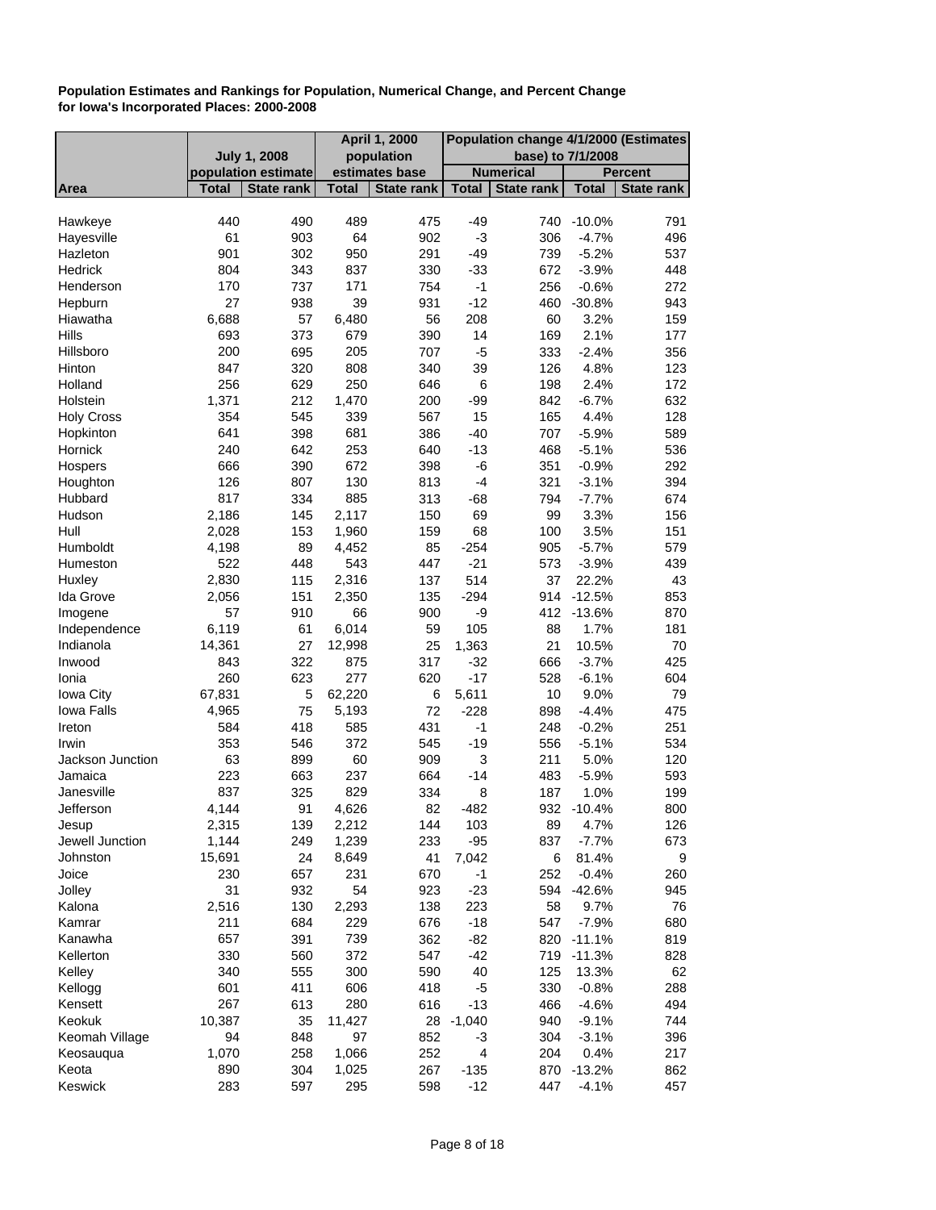**Population Estimates and Rankings for Population, Numerical Change, and Percent Change for Iowa's Incorporated Places: 2000-2008**

| | July 1, 2008 population estimate | | April 1, 2000 population estimates base | | Population change 4/1/2000 (Estimates base) to 7/1/2008 | | | |
|---|---|---|---|---|---|---|---|---|
| | | | | | Numerical | | Percent | |
| Area | Total | State rank | Total | State rank | Total | State rank | Total | State rank |
| Hawkeye | 440 | 490 | 489 | 475 | -49 | 740 | -10.0% | 791 |
| Hayesville | 61 | 903 | 64 | 902 | -3 | 306 | -4.7% | 496 |
| Hazleton | 901 | 302 | 950 | 291 | -49 | 739 | -5.2% | 537 |
| Hedrick | 804 | 343 | 837 | 330 | -33 | 672 | -3.9% | 448 |
| Henderson | 170 | 737 | 171 | 754 | -1 | 256 | -0.6% | 272 |
| Hepburn | 27 | 938 | 39 | 931 | -12 | 460 | -30.8% | 943 |
| Hiawatha | 6,688 | 57 | 6,480 | 56 | 208 | 60 | 3.2% | 159 |
| Hills | 693 | 373 | 679 | 390 | 14 | 169 | 2.1% | 177 |
| Hillsboro | 200 | 695 | 205 | 707 | -5 | 333 | -2.4% | 356 |
| Hinton | 847 | 320 | 808 | 340 | 39 | 126 | 4.8% | 123 |
| Holland | 256 | 629 | 250 | 646 | 6 | 198 | 2.4% | 172 |
| Holstein | 1,371 | 212 | 1,470 | 200 | -99 | 842 | -6.7% | 632 |
| Holy Cross | 354 | 545 | 339 | 567 | 15 | 165 | 4.4% | 128 |
| Hopkinton | 641 | 398 | 681 | 386 | -40 | 707 | -5.9% | 589 |
| Hornick | 240 | 642 | 253 | 640 | -13 | 468 | -5.1% | 536 |
| Hospers | 666 | 390 | 672 | 398 | -6 | 351 | -0.9% | 292 |
| Houghton | 126 | 807 | 130 | 813 | -4 | 321 | -3.1% | 394 |
| Hubbard | 817 | 334 | 885 | 313 | -68 | 794 | -7.7% | 674 |
| Hudson | 2,186 | 145 | 2,117 | 150 | 69 | 99 | 3.3% | 156 |
| Hull | 2,028 | 153 | 1,960 | 159 | 68 | 100 | 3.5% | 151 |
| Humboldt | 4,198 | 89 | 4,452 | 85 | -254 | 905 | -5.7% | 579 |
| Humeston | 522 | 448 | 543 | 447 | -21 | 573 | -3.9% | 439 |
| Huxley | 2,830 | 115 | 2,316 | 137 | 514 | 37 | 22.2% | 43 |
| Ida Grove | 2,056 | 151 | 2,350 | 135 | -294 | 914 | -12.5% | 853 |
| Imogene | 57 | 910 | 66 | 900 | -9 | 412 | -13.6% | 870 |
| Independence | 6,119 | 61 | 6,014 | 59 | 105 | 88 | 1.7% | 181 |
| Indianola | 14,361 | 27 | 12,998 | 25 | 1,363 | 21 | 10.5% | 70 |
| Inwood | 843 | 322 | 875 | 317 | -32 | 666 | -3.7% | 425 |
| Ionia | 260 | 623 | 277 | 620 | -17 | 528 | -6.1% | 604 |
| Iowa City | 67,831 | 5 | 62,220 | 6 | 5,611 | 10 | 9.0% | 79 |
| Iowa Falls | 4,965 | 75 | 5,193 | 72 | -228 | 898 | -4.4% | 475 |
| Ireton | 584 | 418 | 585 | 431 | -1 | 248 | -0.2% | 251 |
| Irwin | 353 | 546 | 372 | 545 | -19 | 556 | -5.1% | 534 |
| Jackson Junction | 63 | 899 | 60 | 909 | 3 | 211 | 5.0% | 120 |
| Jamaica | 223 | 663 | 237 | 664 | -14 | 483 | -5.9% | 593 |
| Janesville | 837 | 325 | 829 | 334 | 8 | 187 | 1.0% | 199 |
| Jefferson | 4,144 | 91 | 4,626 | 82 | -482 | 932 | -10.4% | 800 |
| Jesup | 2,315 | 139 | 2,212 | 144 | 103 | 89 | 4.7% | 126 |
| Jewell Junction | 1,144 | 249 | 1,239 | 233 | -95 | 837 | -7.7% | 673 |
| Johnston | 15,691 | 24 | 8,649 | 41 | 7,042 | 6 | 81.4% | 9 |
| Joice | 230 | 657 | 231 | 670 | -1 | 252 | -0.4% | 260 |
| Jolley | 31 | 932 | 54 | 923 | -23 | 594 | -42.6% | 945 |
| Kalona | 2,516 | 130 | 2,293 | 138 | 223 | 58 | 9.7% | 76 |
| Kamrar | 211 | 684 | 229 | 676 | -18 | 547 | -7.9% | 680 |
| Kanawha | 657 | 391 | 739 | 362 | -82 | 820 | -11.1% | 819 |
| Kellerton | 330 | 560 | 372 | 547 | -42 | 719 | -11.3% | 828 |
| Kelley | 340 | 555 | 300 | 590 | 40 | 125 | 13.3% | 62 |
| Kellogg | 601 | 411 | 606 | 418 | -5 | 330 | -0.8% | 288 |
| Kensett | 267 | 613 | 280 | 616 | -13 | 466 | -4.6% | 494 |
| Keokuk | 10,387 | 35 | 11,427 | 28 | -1,040 | 940 | -9.1% | 744 |
| Keomah Village | 94 | 848 | 97 | 852 | -3 | 304 | -3.1% | 396 |
| Keosauqua | 1,070 | 258 | 1,066 | 252 | 4 | 204 | 0.4% | 217 |
| Keota | 890 | 304 | 1,025 | 267 | -135 | 870 | -13.2% | 862 |
| Keswick | 283 | 597 | 295 | 598 | -12 | 447 | -4.1% | 457 |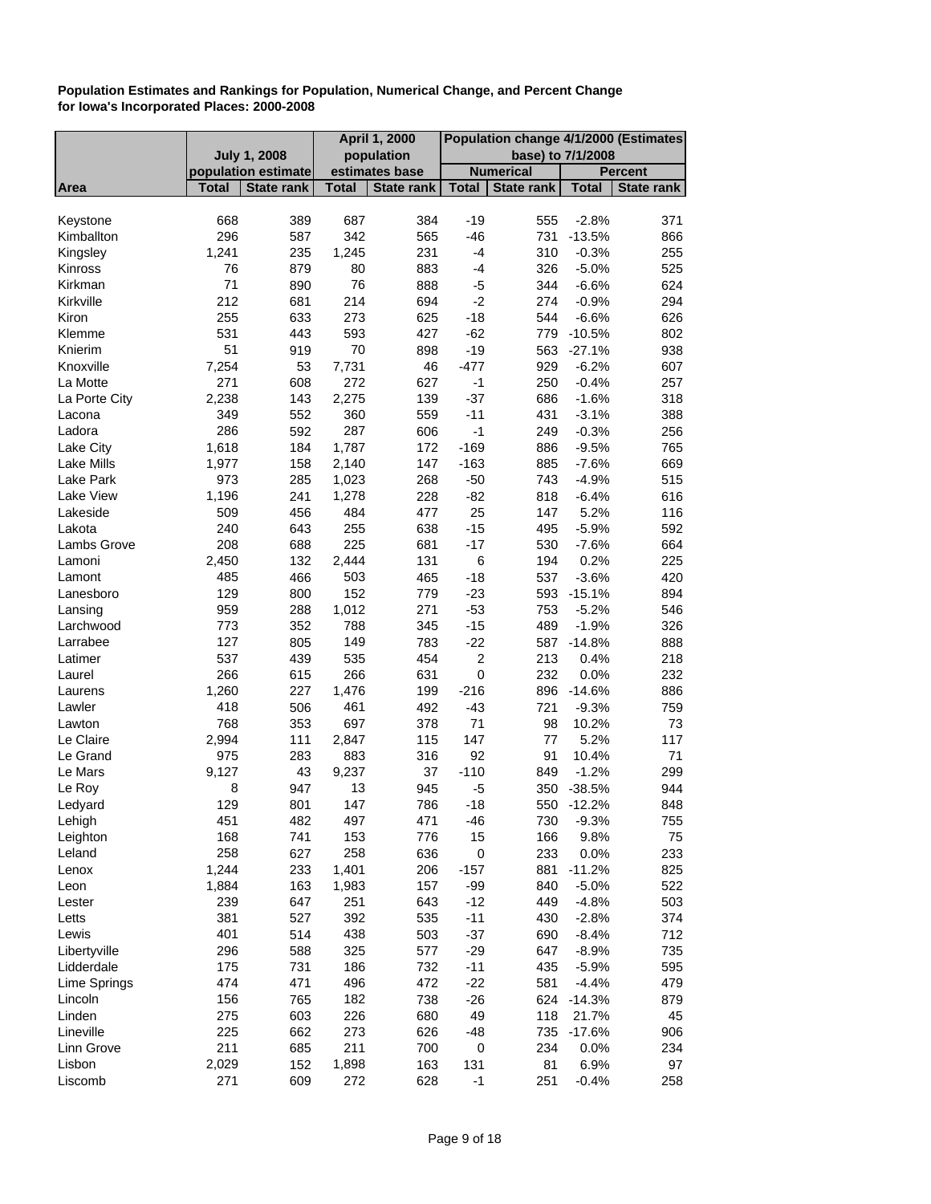**Population Estimates and Rankings for Population, Numerical Change, and Percent Change for Iowa's Incorporated Places: 2000-2008**

| Area | July 1, 2008 population estimate | | April 1, 2000 population estimates base | | Population change 4/1/2000 (Estimates base) to 7/1/2008 | | | |
|---|---|---|---|---|---|---|---|---|
| | | | | | Numerical | | Percent | |
| | Total | State rank | Total | State rank | Total | State rank | Total | State rank |
| Keystone | 668 | 389 | 687 | 384 | -19 | 555 | -2.8% | 371 |
| Kimballton | 296 | 587 | 342 | 565 | -46 | 731 | -13.5% | 866 |
| Kingsley | 1,241 | 235 | 1,245 | 231 | -4 | 310 | -0.3% | 255 |
| Kinross | 76 | 879 | 80 | 883 | -4 | 326 | -5.0% | 525 |
| Kirkman | 71 | 890 | 76 | 888 | -5 | 344 | -6.6% | 624 |
| Kirkville | 212 | 681 | 214 | 694 | -2 | 274 | -0.9% | 294 |
| Kiron | 255 | 633 | 273 | 625 | -18 | 544 | -6.6% | 626 |
| Klemme | 531 | 443 | 593 | 427 | -62 | 779 | -10.5% | 802 |
| Knierim | 51 | 919 | 70 | 898 | -19 | 563 | -27.1% | 938 |
| Knoxville | 7,254 | 53 | 7,731 | 46 | -477 | 929 | -6.2% | 607 |
| La Motte | 271 | 608 | 272 | 627 | -1 | 250 | -0.4% | 257 |
| La Porte City | 2,238 | 143 | 2,275 | 139 | -37 | 686 | -1.6% | 318 |
| Lacona | 349 | 552 | 360 | 559 | -11 | 431 | -3.1% | 388 |
| Ladora | 286 | 592 | 287 | 606 | -1 | 249 | -0.3% | 256 |
| Lake City | 1,618 | 184 | 1,787 | 172 | -169 | 886 | -9.5% | 765 |
| Lake Mills | 1,977 | 158 | 2,140 | 147 | -163 | 885 | -7.6% | 669 |
| Lake Park | 973 | 285 | 1,023 | 268 | -50 | 743 | -4.9% | 515 |
| Lake View | 1,196 | 241 | 1,278 | 228 | -82 | 818 | -6.4% | 616 |
| Lakeside | 509 | 456 | 484 | 477 | 25 | 147 | 5.2% | 116 |
| Lakota | 240 | 643 | 255 | 638 | -15 | 495 | -5.9% | 592 |
| Lambs Grove | 208 | 688 | 225 | 681 | -17 | 530 | -7.6% | 664 |
| Lamoni | 2,450 | 132 | 2,444 | 131 | 6 | 194 | 0.2% | 225 |
| Lamont | 485 | 466 | 503 | 465 | -18 | 537 | -3.6% | 420 |
| Lanesboro | 129 | 800 | 152 | 779 | -23 | 593 | -15.1% | 894 |
| Lansing | 959 | 288 | 1,012 | 271 | -53 | 753 | -5.2% | 546 |
| Larchwood | 773 | 352 | 788 | 345 | -15 | 489 | -1.9% | 326 |
| Larrabee | 127 | 805 | 149 | 783 | -22 | 587 | -14.8% | 888 |
| Latimer | 537 | 439 | 535 | 454 | 2 | 213 | 0.4% | 218 |
| Laurel | 266 | 615 | 266 | 631 | 0 | 232 | 0.0% | 232 |
| Laurens | 1,260 | 227 | 1,476 | 199 | -216 | 896 | -14.6% | 886 |
| Lawler | 418 | 506 | 461 | 492 | -43 | 721 | -9.3% | 759 |
| Lawton | 768 | 353 | 697 | 378 | 71 | 98 | 10.2% | 73 |
| Le Claire | 2,994 | 111 | 2,847 | 115 | 147 | 77 | 5.2% | 117 |
| Le Grand | 975 | 283 | 883 | 316 | 92 | 91 | 10.4% | 71 |
| Le Mars | 9,127 | 43 | 9,237 | 37 | -110 | 849 | -1.2% | 299 |
| Le Roy | 8 | 947 | 13 | 945 | -5 | 350 | -38.5% | 944 |
| Ledyard | 129 | 801 | 147 | 786 | -18 | 550 | -12.2% | 848 |
| Lehigh | 451 | 482 | 497 | 471 | -46 | 730 | -9.3% | 755 |
| Leighton | 168 | 741 | 153 | 776 | 15 | 166 | 9.8% | 75 |
| Leland | 258 | 627 | 258 | 636 | 0 | 233 | 0.0% | 233 |
| Lenox | 1,244 | 233 | 1,401 | 206 | -157 | 881 | -11.2% | 825 |
| Leon | 1,884 | 163 | 1,983 | 157 | -99 | 840 | -5.0% | 522 |
| Lester | 239 | 647 | 251 | 643 | -12 | 449 | -4.8% | 503 |
| Letts | 381 | 527 | 392 | 535 | -11 | 430 | -2.8% | 374 |
| Lewis | 401 | 514 | 438 | 503 | -37 | 690 | -8.4% | 712 |
| Libertyville | 296 | 588 | 325 | 577 | -29 | 647 | -8.9% | 735 |
| Lidderdale | 175 | 731 | 186 | 732 | -11 | 435 | -5.9% | 595 |
| Lime Springs | 474 | 471 | 496 | 472 | -22 | 581 | -4.4% | 479 |
| Lincoln | 156 | 765 | 182 | 738 | -26 | 624 | -14.3% | 879 |
| Linden | 275 | 603 | 226 | 680 | 49 | 118 | 21.7% | 45 |
| Lineville | 225 | 662 | 273 | 626 | -48 | 735 | -17.6% | 906 |
| Linn Grove | 211 | 685 | 211 | 700 | 0 | 234 | 0.0% | 234 |
| Lisbon | 2,029 | 152 | 1,898 | 163 | 131 | 81 | 6.9% | 97 |
| Liscomb | 271 | 609 | 272 | 628 | -1 | 251 | -0.4% | 258 |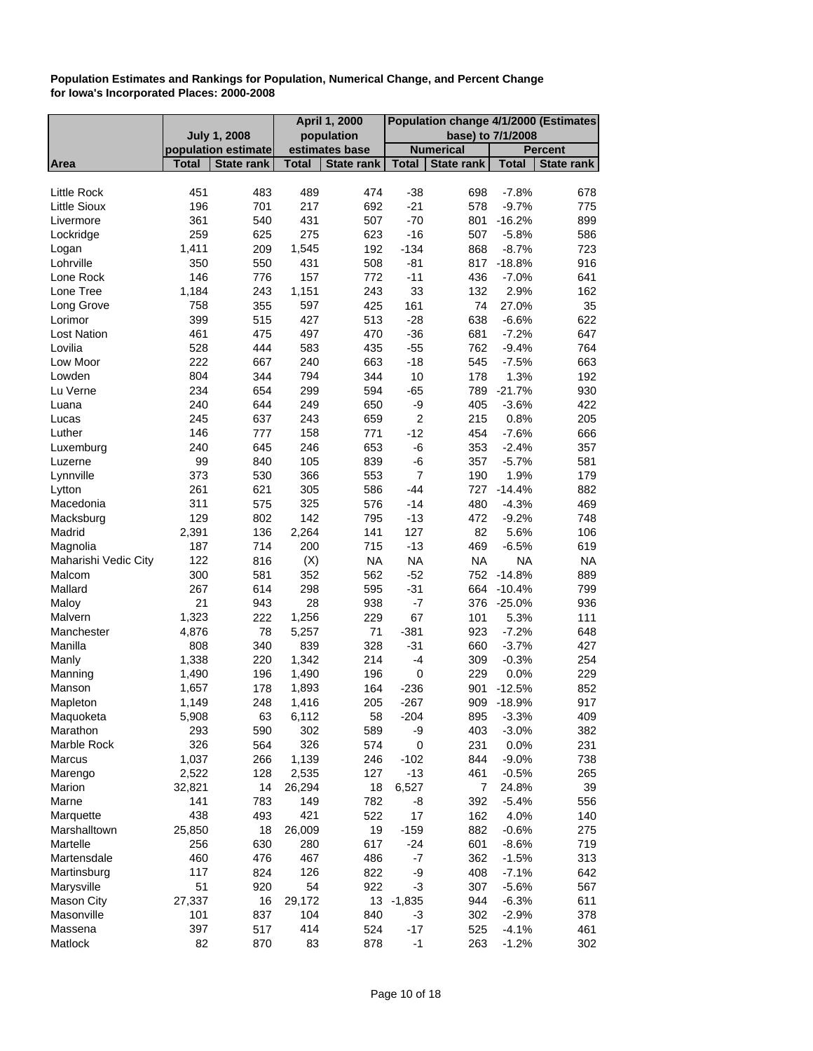**Population Estimates and Rankings for Population, Numerical Change, and Percent Change for Iowa's Incorporated Places: 2000-2008**

| | July 1, 2008 population estimate | | April 1, 2000 population estimates base | | Population change 4/1/2000 (Estimates base) to 7/1/2008 | | | |
|---|---|---|---|---|---|---|---|---|
| | | | | | Numerical | | Percent | |
| Area | Total | State rank | Total | State rank | Total | State rank | Total | State rank |
| Little Rock | 451 | 483 | 489 | 474 | -38 | 698 | -7.8% | 678 |
| Little Sioux | 196 | 701 | 217 | 692 | -21 | 578 | -9.7% | 775 |
| Livermore | 361 | 540 | 431 | 507 | -70 | 801 | -16.2% | 899 |
| Lockridge | 259 | 625 | 275 | 623 | -16 | 507 | -5.8% | 586 |
| Logan | 1,411 | 209 | 1,545 | 192 | -134 | 868 | -8.7% | 723 |
| Lohrville | 350 | 550 | 431 | 508 | -81 | 817 | -18.8% | 916 |
| Lone Rock | 146 | 776 | 157 | 772 | -11 | 436 | -7.0% | 641 |
| Lone Tree | 1,184 | 243 | 1,151 | 243 | 33 | 132 | 2.9% | 162 |
| Long Grove | 758 | 355 | 597 | 425 | 161 | 74 | 27.0% | 35 |
| Lorimor | 399 | 515 | 427 | 513 | -28 | 638 | -6.6% | 622 |
| Lost Nation | 461 | 475 | 497 | 470 | -36 | 681 | -7.2% | 647 |
| Lovilia | 528 | 444 | 583 | 435 | -55 | 762 | -9.4% | 764 |
| Low Moor | 222 | 667 | 240 | 663 | -18 | 545 | -7.5% | 663 |
| Lowden | 804 | 344 | 794 | 344 | 10 | 178 | 1.3% | 192 |
| Lu Verne | 234 | 654 | 299 | 594 | -65 | 789 | -21.7% | 930 |
| Luana | 240 | 644 | 249 | 650 | -9 | 405 | -3.6% | 422 |
| Lucas | 245 | 637 | 243 | 659 | 2 | 215 | 0.8% | 205 |
| Luther | 146 | 777 | 158 | 771 | -12 | 454 | -7.6% | 666 |
| Luxemburg | 240 | 645 | 246 | 653 | -6 | 353 | -2.4% | 357 |
| Luzerne | 99 | 840 | 105 | 839 | -6 | 357 | -5.7% | 581 |
| Lynnville | 373 | 530 | 366 | 553 | 7 | 190 | 1.9% | 179 |
| Lytton | 261 | 621 | 305 | 586 | -44 | 727 | -14.4% | 882 |
| Macedonia | 311 | 575 | 325 | 576 | -14 | 480 | -4.3% | 469 |
| Macksburg | 129 | 802 | 142 | 795 | -13 | 472 | -9.2% | 748 |
| Madrid | 2,391 | 136 | 2,264 | 141 | 127 | 82 | 5.6% | 106 |
| Magnolia | 187 | 714 | 200 | 715 | -13 | 469 | -6.5% | 619 |
| Maharishi Vedic City | 122 | 816 | (X) | NA | NA | NA | NA | NA |
| Malcom | 300 | 581 | 352 | 562 | -52 | 752 | -14.8% | 889 |
| Mallard | 267 | 614 | 298 | 595 | -31 | 664 | -10.4% | 799 |
| Maloy | 21 | 943 | 28 | 938 | -7 | 376 | -25.0% | 936 |
| Malvern | 1,323 | 222 | 1,256 | 229 | 67 | 101 | 5.3% | 111 |
| Manchester | 4,876 | 78 | 5,257 | 71 | -381 | 923 | -7.2% | 648 |
| Manilla | 808 | 340 | 839 | 328 | -31 | 660 | -3.7% | 427 |
| Manly | 1,338 | 220 | 1,342 | 214 | -4 | 309 | -0.3% | 254 |
| Manning | 1,490 | 196 | 1,490 | 196 | 0 | 229 | 0.0% | 229 |
| Manson | 1,657 | 178 | 1,893 | 164 | -236 | 901 | -12.5% | 852 |
| Mapleton | 1,149 | 248 | 1,416 | 205 | -267 | 909 | -18.9% | 917 |
| Maquoketa | 5,908 | 63 | 6,112 | 58 | -204 | 895 | -3.3% | 409 |
| Marathon | 293 | 590 | 302 | 589 | -9 | 403 | -3.0% | 382 |
| Marble Rock | 326 | 564 | 326 | 574 | 0 | 231 | 0.0% | 231 |
| Marcus | 1,037 | 266 | 1,139 | 246 | -102 | 844 | -9.0% | 738 |
| Marengo | 2,522 | 128 | 2,535 | 127 | -13 | 461 | -0.5% | 265 |
| Marion | 32,821 | 14 | 26,294 | 18 | 6,527 | 7 | 24.8% | 39 |
| Marne | 141 | 783 | 149 | 782 | -8 | 392 | -5.4% | 556 |
| Marquette | 438 | 493 | 421 | 522 | 17 | 162 | 4.0% | 140 |
| Marshalltown | 25,850 | 18 | 26,009 | 19 | -159 | 882 | -0.6% | 275 |
| Martelle | 256 | 630 | 280 | 617 | -24 | 601 | -8.6% | 719 |
| Martensdale | 460 | 476 | 467 | 486 | -7 | 362 | -1.5% | 313 |
| Martinsburg | 117 | 824 | 126 | 822 | -9 | 408 | -7.1% | 642 |
| Marysville | 51 | 920 | 54 | 922 | -3 | 307 | -5.6% | 567 |
| Mason City | 27,337 | 16 | 29,172 | 13 | -1,835 | 944 | -6.3% | 611 |
| Masonville | 101 | 837 | 104 | 840 | -3 | 302 | -2.9% | 378 |
| Massena | 397 | 517 | 414 | 524 | -17 | 525 | -4.1% | 461 |
| Matlock | 82 | 870 | 83 | 878 | -1 | 263 | -1.2% | 302 |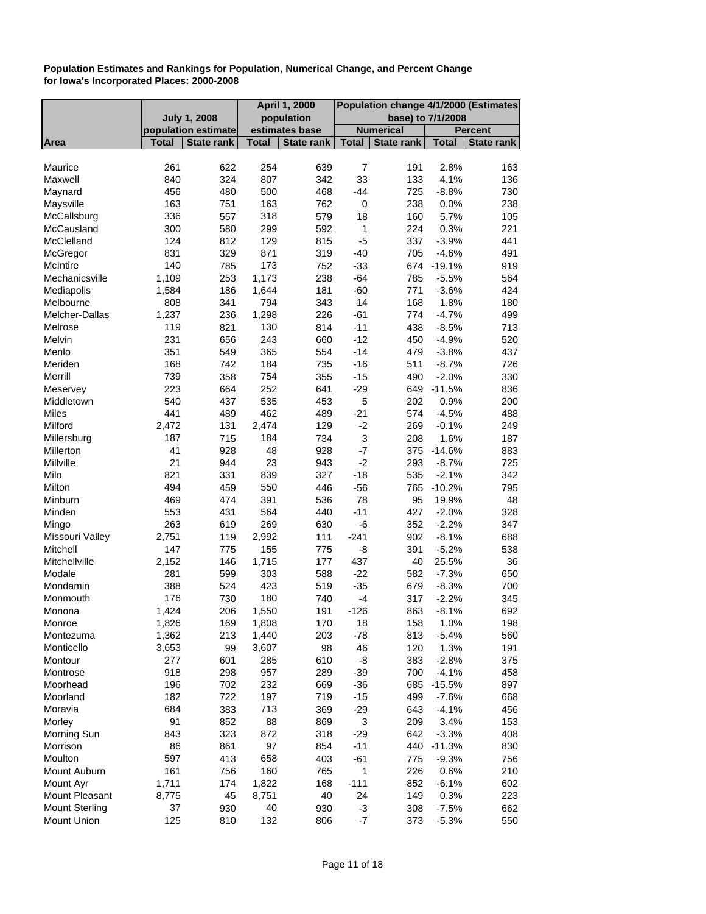**Population Estimates and Rankings for Population, Numerical Change, and Percent Change for Iowa's Incorporated Places: 2000-2008**

| | July 1, 2008 population estimate | | April 1, 2000 population estimates base | | Population change 4/1/2000 (Estimates base) to 7/1/2008 | | | |
|---|---|---|---|---|---|---|---|---|
| | | | | | Numerical | | Percent | |
| Area | Total | State rank | Total | State rank | Total | State rank | Total | State rank |
| Maurice | 261 | 622 | 254 | 639 | 7 | 191 | 2.8% | 163 |
| Maxwell | 840 | 324 | 807 | 342 | 33 | 133 | 4.1% | 136 |
| Maynard | 456 | 480 | 500 | 468 | -44 | 725 | -8.8% | 730 |
| Maysville | 163 | 751 | 163 | 762 | 0 | 238 | 0.0% | 238 |
| McCallsburg | 336 | 557 | 318 | 579 | 18 | 160 | 5.7% | 105 |
| McCausland | 300 | 580 | 299 | 592 | 1 | 224 | 0.3% | 221 |
| McClelland | 124 | 812 | 129 | 815 | -5 | 337 | -3.9% | 441 |
| McGregor | 831 | 329 | 871 | 319 | -40 | 705 | -4.6% | 491 |
| McIntire | 140 | 785 | 173 | 752 | -33 | 674 | -19.1% | 919 |
| Mechanicsville | 1,109 | 253 | 1,173 | 238 | -64 | 785 | -5.5% | 564 |
| Mediapolis | 1,584 | 186 | 1,644 | 181 | -60 | 771 | -3.6% | 424 |
| Melbourne | 808 | 341 | 794 | 343 | 14 | 168 | 1.8% | 180 |
| Melcher-Dallas | 1,237 | 236 | 1,298 | 226 | -61 | 774 | -4.7% | 499 |
| Melrose | 119 | 821 | 130 | 814 | -11 | 438 | -8.5% | 713 |
| Melvin | 231 | 656 | 243 | 660 | -12 | 450 | -4.9% | 520 |
| Menlo | 351 | 549 | 365 | 554 | -14 | 479 | -3.8% | 437 |
| Meriden | 168 | 742 | 184 | 735 | -16 | 511 | -8.7% | 726 |
| Merrill | 739 | 358 | 754 | 355 | -15 | 490 | -2.0% | 330 |
| Meservey | 223 | 664 | 252 | 641 | -29 | 649 | -11.5% | 836 |
| Middletown | 540 | 437 | 535 | 453 | 5 | 202 | 0.9% | 200 |
| Miles | 441 | 489 | 462 | 489 | -21 | 574 | -4.5% | 488 |
| Milford | 2,472 | 131 | 2,474 | 129 | -2 | 269 | -0.1% | 249 |
| Millersburg | 187 | 715 | 184 | 734 | 3 | 208 | 1.6% | 187 |
| Millerton | 41 | 928 | 48 | 928 | -7 | 375 | -14.6% | 883 |
| Millville | 21 | 944 | 23 | 943 | -2 | 293 | -8.7% | 725 |
| Milo | 821 | 331 | 839 | 327 | -18 | 535 | -2.1% | 342 |
| Milton | 494 | 459 | 550 | 446 | -56 | 765 | -10.2% | 795 |
| Minburn | 469 | 474 | 391 | 536 | 78 | 95 | 19.9% | 48 |
| Minden | 553 | 431 | 564 | 440 | -11 | 427 | -2.0% | 328 |
| Mingo | 263 | 619 | 269 | 630 | -6 | 352 | -2.2% | 347 |
| Missouri Valley | 2,751 | 119 | 2,992 | 111 | -241 | 902 | -8.1% | 688 |
| Mitchell | 147 | 775 | 155 | 775 | -8 | 391 | -5.2% | 538 |
| Mitchellville | 2,152 | 146 | 1,715 | 177 | 437 | 40 | 25.5% | 36 |
| Modale | 281 | 599 | 303 | 588 | -22 | 582 | -7.3% | 650 |
| Mondamin | 388 | 524 | 423 | 519 | -35 | 679 | -8.3% | 700 |
| Monmouth | 176 | 730 | 180 | 740 | -4 | 317 | -2.2% | 345 |
| Monona | 1,424 | 206 | 1,550 | 191 | -126 | 863 | -8.1% | 692 |
| Monroe | 1,826 | 169 | 1,808 | 170 | 18 | 158 | 1.0% | 198 |
| Montezuma | 1,362 | 213 | 1,440 | 203 | -78 | 813 | -5.4% | 560 |
| Monticello | 3,653 | 99 | 3,607 | 98 | 46 | 120 | 1.3% | 191 |
| Montour | 277 | 601 | 285 | 610 | -8 | 383 | -2.8% | 375 |
| Montrose | 918 | 298 | 957 | 289 | -39 | 700 | -4.1% | 458 |
| Moorhead | 196 | 702 | 232 | 669 | -36 | 685 | -15.5% | 897 |
| Moorland | 182 | 722 | 197 | 719 | -15 | 499 | -7.6% | 668 |
| Moravia | 684 | 383 | 713 | 369 | -29 | 643 | -4.1% | 456 |
| Morley | 91 | 852 | 88 | 869 | 3 | 209 | 3.4% | 153 |
| Morning Sun | 843 | 323 | 872 | 318 | -29 | 642 | -3.3% | 408 |
| Morrison | 86 | 861 | 97 | 854 | -11 | 440 | -11.3% | 830 |
| Moulton | 597 | 413 | 658 | 403 | -61 | 775 | -9.3% | 756 |
| Mount Auburn | 161 | 756 | 160 | 765 | 1 | 226 | 0.6% | 210 |
| Mount Ayr | 1,711 | 174 | 1,822 | 168 | -111 | 852 | -6.1% | 602 |
| Mount Pleasant | 8,775 | 45 | 8,751 | 40 | 24 | 149 | 0.3% | 223 |
| Mount Sterling | 37 | 930 | 40 | 930 | -3 | 308 | -7.5% | 662 |
| Mount Union | 125 | 810 | 132 | 806 | -7 | 373 | -5.3% | 550 |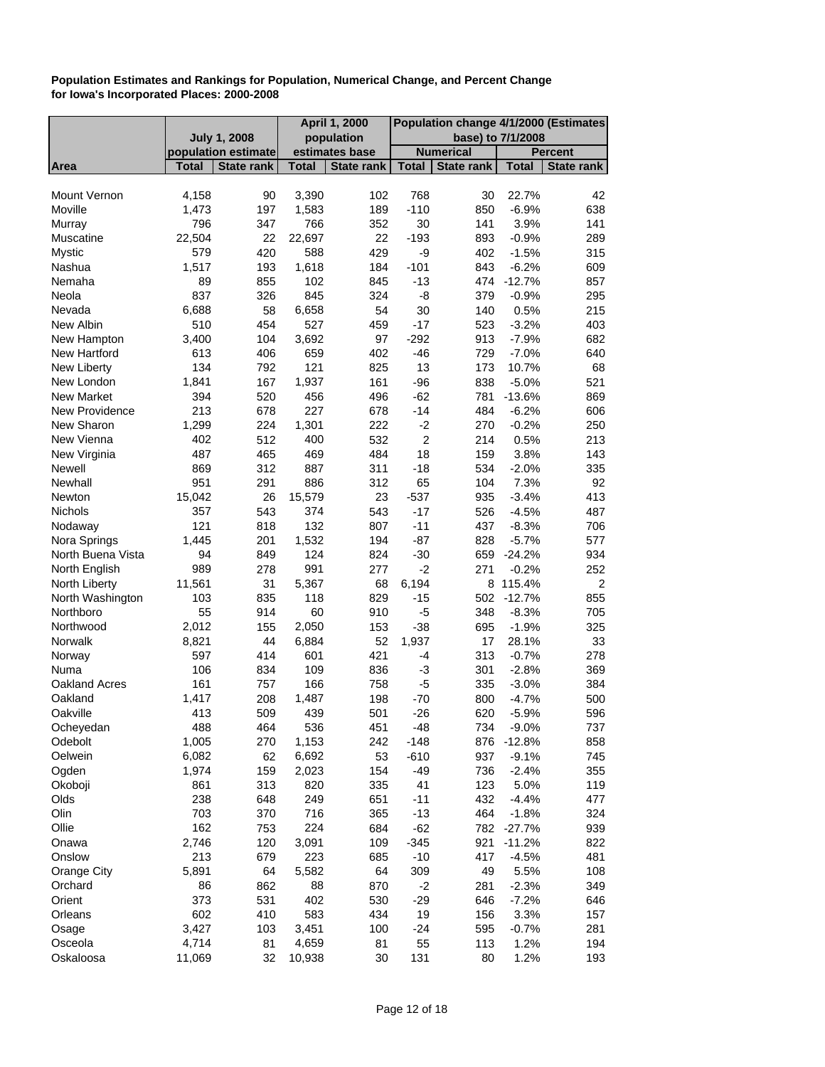**Population Estimates and Rankings for Population, Numerical Change, and Percent Change for Iowa's Incorporated Places: 2000-2008**

| | July 1, 2008 population estimate | | April 1, 2000 population estimates base | | Population change 4/1/2000 (Estimates base) to 7/1/2008 | | | |
|---|---|---|---|---|---|---|---|---|
| | | | | | Numerical | | Percent | |
| Area | Total | State rank | Total | State rank | Total | State rank | Total | State rank |
| Mount Vernon | 4,158 | 90 | 3,390 | 102 | 768 | 30 | 22.7% | 42 |
| Moville | 1,473 | 197 | 1,583 | 189 | -110 | 850 | -6.9% | 638 |
| Murray | 796 | 347 | 766 | 352 | 30 | 141 | 3.9% | 141 |
| Muscatine | 22,504 | 22 | 22,697 | 22 | -193 | 893 | -0.9% | 289 |
| Mystic | 579 | 420 | 588 | 429 | -9 | 402 | -1.5% | 315 |
| Nashua | 1,517 | 193 | 1,618 | 184 | -101 | 843 | -6.2% | 609 |
| Nemaha | 89 | 855 | 102 | 845 | -13 | 474 | -12.7% | 857 |
| Neola | 837 | 326 | 845 | 324 | -8 | 379 | -0.9% | 295 |
| Nevada | 6,688 | 58 | 6,658 | 54 | 30 | 140 | 0.5% | 215 |
| New Albin | 510 | 454 | 527 | 459 | -17 | 523 | -3.2% | 403 |
| New Hampton | 3,400 | 104 | 3,692 | 97 | -292 | 913 | -7.9% | 682 |
| New Hartford | 613 | 406 | 659 | 402 | -46 | 729 | -7.0% | 640 |
| New Liberty | 134 | 792 | 121 | 825 | 13 | 173 | 10.7% | 68 |
| New London | 1,841 | 167 | 1,937 | 161 | -96 | 838 | -5.0% | 521 |
| New Market | 394 | 520 | 456 | 496 | -62 | 781 | -13.6% | 869 |
| New Providence | 213 | 678 | 227 | 678 | -14 | 484 | -6.2% | 606 |
| New Sharon | 1,299 | 224 | 1,301 | 222 | -2 | 270 | -0.2% | 250 |
| New Vienna | 402 | 512 | 400 | 532 | 2 | 214 | 0.5% | 213 |
| New Virginia | 487 | 465 | 469 | 484 | 18 | 159 | 3.8% | 143 |
| Newell | 869 | 312 | 887 | 311 | -18 | 534 | -2.0% | 335 |
| Newhall | 951 | 291 | 886 | 312 | 65 | 104 | 7.3% | 92 |
| Newton | 15,042 | 26 | 15,579 | 23 | -537 | 935 | -3.4% | 413 |
| Nichols | 357 | 543 | 374 | 543 | -17 | 526 | -4.5% | 487 |
| Nodaway | 121 | 818 | 132 | 807 | -11 | 437 | -8.3% | 706 |
| Nora Springs | 1,445 | 201 | 1,532 | 194 | -87 | 828 | -5.7% | 577 |
| North Buena Vista | 94 | 849 | 124 | 824 | -30 | 659 | -24.2% | 934 |
| North English | 989 | 278 | 991 | 277 | -2 | 271 | -0.2% | 252 |
| North Liberty | 11,561 | 31 | 5,367 | 68 | 6,194 | 8 | 115.4% | 2 |
| North Washington | 103 | 835 | 118 | 829 | -15 | 502 | -12.7% | 855 |
| Northboro | 55 | 914 | 60 | 910 | -5 | 348 | -8.3% | 705 |
| Northwood | 2,012 | 155 | 2,050 | 153 | -38 | 695 | -1.9% | 325 |
| Norwalk | 8,821 | 44 | 6,884 | 52 | 1,937 | 17 | 28.1% | 33 |
| Norway | 597 | 414 | 601 | 421 | -4 | 313 | -0.7% | 278 |
| Numa | 106 | 834 | 109 | 836 | -3 | 301 | -2.8% | 369 |
| Oakland Acres | 161 | 757 | 166 | 758 | -5 | 335 | -3.0% | 384 |
| Oakland | 1,417 | 208 | 1,487 | 198 | -70 | 800 | -4.7% | 500 |
| Oakville | 413 | 509 | 439 | 501 | -26 | 620 | -5.9% | 596 |
| Ocheyedan | 488 | 464 | 536 | 451 | -48 | 734 | -9.0% | 737 |
| Odebolt | 1,005 | 270 | 1,153 | 242 | -148 | 876 | -12.8% | 858 |
| Oelwein | 6,082 | 62 | 6,692 | 53 | -610 | 937 | -9.1% | 745 |
| Ogden | 1,974 | 159 | 2,023 | 154 | -49 | 736 | -2.4% | 355 |
| Okoboji | 861 | 313 | 820 | 335 | 41 | 123 | 5.0% | 119 |
| Olds | 238 | 648 | 249 | 651 | -11 | 432 | -4.4% | 477 |
| Olin | 703 | 370 | 716 | 365 | -13 | 464 | -1.8% | 324 |
| Ollie | 162 | 753 | 224 | 684 | -62 | 782 | -27.7% | 939 |
| Onawa | 2,746 | 120 | 3,091 | 109 | -345 | 921 | -11.2% | 822 |
| Onslow | 213 | 679 | 223 | 685 | -10 | 417 | -4.5% | 481 |
| Orange City | 5,891 | 64 | 5,582 | 64 | 309 | 49 | 5.5% | 108 |
| Orchard | 86 | 862 | 88 | 870 | -2 | 281 | -2.3% | 349 |
| Orient | 373 | 531 | 402 | 530 | -29 | 646 | -7.2% | 646 |
| Orleans | 602 | 410 | 583 | 434 | 19 | 156 | 3.3% | 157 |
| Osage | 3,427 | 103 | 3,451 | 100 | -24 | 595 | -0.7% | 281 |
| Osceola | 4,714 | 81 | 4,659 | 81 | 55 | 113 | 1.2% | 194 |
| Oskaloosa | 11,069 | 32 | 10,938 | 30 | 131 | 80 | 1.2% | 193 |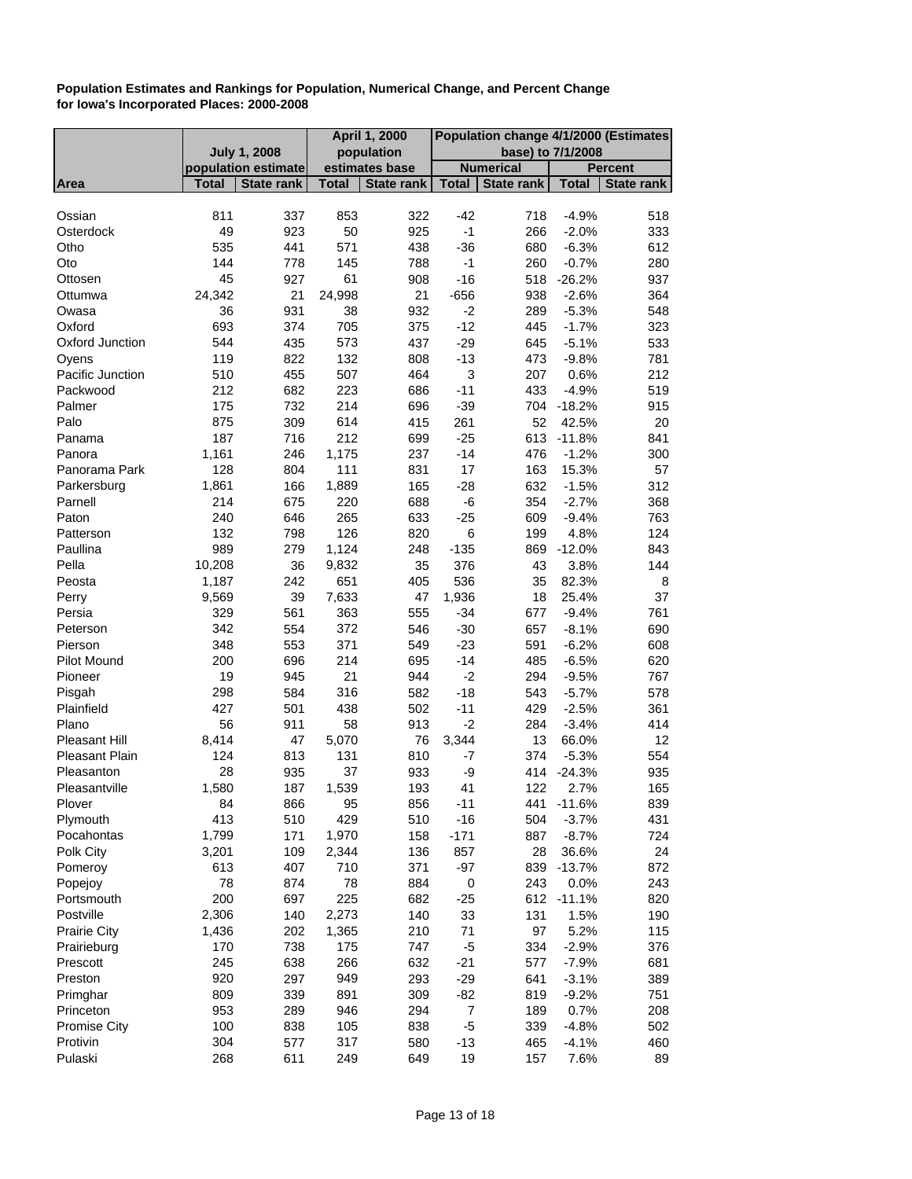**Population Estimates and Rankings for Population, Numerical Change, and Percent Change for Iowa's Incorporated Places: 2000-2008**

| | July 1, 2008 population estimate | | April 1, 2000 population estimates base | | Population change 4/1/2000 (Estimates base) to 7/1/2008 | | | |
|---|---|---|---|---|---|---|---|---|
| | | | | | Numerical | | Percent | |
| Area | Total | State rank | Total | State rank | Total | State rank | Total | State rank |
| Ossian | 811 | 337 | 853 | 322 | -42 | 718 | -4.9% | 518 |
| Osterdock | 49 | 923 | 50 | 925 | -1 | 266 | -2.0% | 333 |
| Otho | 535 | 441 | 571 | 438 | -36 | 680 | -6.3% | 612 |
| Oto | 144 | 778 | 145 | 788 | -1 | 260 | -0.7% | 280 |
| Ottosen | 45 | 927 | 61 | 908 | -16 | 518 | -26.2% | 937 |
| Ottumwa | 24,342 | 21 | 24,998 | 21 | -656 | 938 | -2.6% | 364 |
| Owasa | 36 | 931 | 38 | 932 | -2 | 289 | -5.3% | 548 |
| Oxford | 693 | 374 | 705 | 375 | -12 | 445 | -1.7% | 323 |
| Oxford Junction | 544 | 435 | 573 | 437 | -29 | 645 | -5.1% | 533 |
| Oyens | 119 | 822 | 132 | 808 | -13 | 473 | -9.8% | 781 |
| Pacific Junction | 510 | 455 | 507 | 464 | 3 | 207 | 0.6% | 212 |
| Packwood | 212 | 682 | 223 | 686 | -11 | 433 | -4.9% | 519 |
| Palmer | 175 | 732 | 214 | 696 | -39 | 704 | -18.2% | 915 |
| Palo | 875 | 309 | 614 | 415 | 261 | 52 | 42.5% | 20 |
| Panama | 187 | 716 | 212 | 699 | -25 | 613 | -11.8% | 841 |
| Panora | 1,161 | 246 | 1,175 | 237 | -14 | 476 | -1.2% | 300 |
| Panorama Park | 128 | 804 | 111 | 831 | 17 | 163 | 15.3% | 57 |
| Parkersburg | 1,861 | 166 | 1,889 | 165 | -28 | 632 | -1.5% | 312 |
| Parnell | 214 | 675 | 220 | 688 | -6 | 354 | -2.7% | 368 |
| Paton | 240 | 646 | 265 | 633 | -25 | 609 | -9.4% | 763 |
| Patterson | 132 | 798 | 126 | 820 | 6 | 199 | 4.8% | 124 |
| Paullina | 989 | 279 | 1,124 | 248 | -135 | 869 | -12.0% | 843 |
| Pella | 10,208 | 36 | 9,832 | 35 | 376 | 43 | 3.8% | 144 |
| Peosta | 1,187 | 242 | 651 | 405 | 536 | 35 | 82.3% | 8 |
| Perry | 9,569 | 39 | 7,633 | 47 | 1,936 | 18 | 25.4% | 37 |
| Persia | 329 | 561 | 363 | 555 | -34 | 677 | -9.4% | 761 |
| Peterson | 342 | 554 | 372 | 546 | -30 | 657 | -8.1% | 690 |
| Pierson | 348 | 553 | 371 | 549 | -23 | 591 | -6.2% | 608 |
| Pilot Mound | 200 | 696 | 214 | 695 | -14 | 485 | -6.5% | 620 |
| Pioneer | 19 | 945 | 21 | 944 | -2 | 294 | -9.5% | 767 |
| Pisgah | 298 | 584 | 316 | 582 | -18 | 543 | -5.7% | 578 |
| Plainfield | 427 | 501 | 438 | 502 | -11 | 429 | -2.5% | 361 |
| Plano | 56 | 911 | 58 | 913 | -2 | 284 | -3.4% | 414 |
| Pleasant Hill | 8,414 | 47 | 5,070 | 76 | 3,344 | 13 | 66.0% | 12 |
| Pleasant Plain | 124 | 813 | 131 | 810 | -7 | 374 | -5.3% | 554 |
| Pleasanton | 28 | 935 | 37 | 933 | -9 | 414 | -24.3% | 935 |
| Pleasantville | 1,580 | 187 | 1,539 | 193 | 41 | 122 | 2.7% | 165 |
| Plover | 84 | 866 | 95 | 856 | -11 | 441 | -11.6% | 839 |
| Plymouth | 413 | 510 | 429 | 510 | -16 | 504 | -3.7% | 431 |
| Pocahontas | 1,799 | 171 | 1,970 | 158 | -171 | 887 | -8.7% | 724 |
| Polk City | 3,201 | 109 | 2,344 | 136 | 857 | 28 | 36.6% | 24 |
| Pomeroy | 613 | 407 | 710 | 371 | -97 | 839 | -13.7% | 872 |
| Popejoy | 78 | 874 | 78 | 884 | 0 | 243 | 0.0% | 243 |
| Portsmouth | 200 | 697 | 225 | 682 | -25 | 612 | -11.1% | 820 |
| Postville | 2,306 | 140 | 2,273 | 140 | 33 | 131 | 1.5% | 190 |
| Prairie City | 1,436 | 202 | 1,365 | 210 | 71 | 97 | 5.2% | 115 |
| Prairieburg | 170 | 738 | 175 | 747 | -5 | 334 | -2.9% | 376 |
| Prescott | 245 | 638 | 266 | 632 | -21 | 577 | -7.9% | 681 |
| Preston | 920 | 297 | 949 | 293 | -29 | 641 | -3.1% | 389 |
| Primghar | 809 | 339 | 891 | 309 | -82 | 819 | -9.2% | 751 |
| Princeton | 953 | 289 | 946 | 294 | 7 | 189 | 0.7% | 208 |
| Promise City | 100 | 838 | 105 | 838 | -5 | 339 | -4.8% | 502 |
| Protivin | 304 | 577 | 317 | 580 | -13 | 465 | -4.1% | 460 |
| Pulaski | 268 | 611 | 249 | 649 | 19 | 157 | 7.6% | 89 |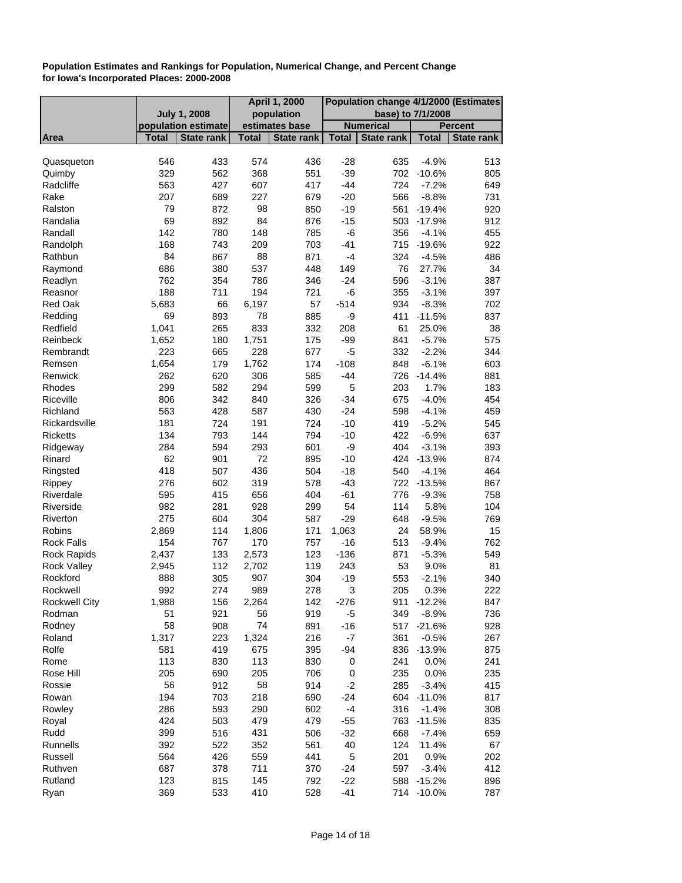**Population Estimates and Rankings for Population, Numerical Change, and Percent Change for Iowa's Incorporated Places: 2000-2008**

| | July 1, 2008 population estimate | | April 1, 2000 population estimates base | | Population change 4/1/2000 (Estimates base) to 7/1/2008 | | | |
|---|---|---|---|---|---|---|---|---|
| | | | | | Numerical | | Percent | |
| Area | Total | State rank | Total | State rank | Total | State rank | Total | State rank |
| Quasqueton | 546 | 433 | 574 | 436 | -28 | 635 | -4.9% | 513 |
| Quimby | 329 | 562 | 368 | 551 | -39 | 702 | -10.6% | 805 |
| Radcliffe | 563 | 427 | 607 | 417 | -44 | 724 | -7.2% | 649 |
| Rake | 207 | 689 | 227 | 679 | -20 | 566 | -8.8% | 731 |
| Ralston | 79 | 872 | 98 | 850 | -19 | 561 | -19.4% | 920 |
| Randalia | 69 | 892 | 84 | 876 | -15 | 503 | -17.9% | 912 |
| Randall | 142 | 780 | 148 | 785 | -6 | 356 | -4.1% | 455 |
| Randolph | 168 | 743 | 209 | 703 | -41 | 715 | -19.6% | 922 |
| Rathbun | 84 | 867 | 88 | 871 | -4 | 324 | -4.5% | 486 |
| Raymond | 686 | 380 | 537 | 448 | 149 | 76 | 27.7% | 34 |
| Readlyn | 762 | 354 | 786 | 346 | -24 | 596 | -3.1% | 387 |
| Reasnor | 188 | 711 | 194 | 721 | -6 | 355 | -3.1% | 397 |
| Red Oak | 5,683 | 66 | 6,197 | 57 | -514 | 934 | -8.3% | 702 |
| Redding | 69 | 893 | 78 | 885 | -9 | 411 | -11.5% | 837 |
| Redfield | 1,041 | 265 | 833 | 332 | 208 | 61 | 25.0% | 38 |
| Reinbeck | 1,652 | 180 | 1,751 | 175 | -99 | 841 | -5.7% | 575 |
| Rembrandt | 223 | 665 | 228 | 677 | -5 | 332 | -2.2% | 344 |
| Remsen | 1,654 | 179 | 1,762 | 174 | -108 | 848 | -6.1% | 603 |
| Renwick | 262 | 620 | 306 | 585 | -44 | 726 | -14.4% | 881 |
| Rhodes | 299 | 582 | 294 | 599 | 5 | 203 | 1.7% | 183 |
| Riceville | 806 | 342 | 840 | 326 | -34 | 675 | -4.0% | 454 |
| Richland | 563 | 428 | 587 | 430 | -24 | 598 | -4.1% | 459 |
| Rickardsville | 181 | 724 | 191 | 724 | -10 | 419 | -5.2% | 545 |
| Ricketts | 134 | 793 | 144 | 794 | -10 | 422 | -6.9% | 637 |
| Ridgeway | 284 | 594 | 293 | 601 | -9 | 404 | -3.1% | 393 |
| Rinard | 62 | 901 | 72 | 895 | -10 | 424 | -13.9% | 874 |
| Ringsted | 418 | 507 | 436 | 504 | -18 | 540 | -4.1% | 464 |
| Rippey | 276 | 602 | 319 | 578 | -43 | 722 | -13.5% | 867 |
| Riverdale | 595 | 415 | 656 | 404 | -61 | 776 | -9.3% | 758 |
| Riverside | 982 | 281 | 928 | 299 | 54 | 114 | 5.8% | 104 |
| Riverton | 275 | 604 | 304 | 587 | -29 | 648 | -9.5% | 769 |
| Robins | 2,869 | 114 | 1,806 | 171 | 1,063 | 24 | 58.9% | 15 |
| Rock Falls | 154 | 767 | 170 | 757 | -16 | 513 | -9.4% | 762 |
| Rock Rapids | 2,437 | 133 | 2,573 | 123 | -136 | 871 | -5.3% | 549 |
| Rock Valley | 2,945 | 112 | 2,702 | 119 | 243 | 53 | 9.0% | 81 |
| Rockford | 888 | 305 | 907 | 304 | -19 | 553 | -2.1% | 340 |
| Rockwell | 992 | 274 | 989 | 278 | 3 | 205 | 0.3% | 222 |
| Rockwell City | 1,988 | 156 | 2,264 | 142 | -276 | 911 | -12.2% | 847 |
| Rodman | 51 | 921 | 56 | 919 | -5 | 349 | -8.9% | 736 |
| Rodney | 58 | 908 | 74 | 891 | -16 | 517 | -21.6% | 928 |
| Roland | 1,317 | 223 | 1,324 | 216 | -7 | 361 | -0.5% | 267 |
| Rolfe | 581 | 419 | 675 | 395 | -94 | 836 | -13.9% | 875 |
| Rome | 113 | 830 | 113 | 830 | 0 | 241 | 0.0% | 241 |
| Rose Hill | 205 | 690 | 205 | 706 | 0 | 235 | 0.0% | 235 |
| Rossie | 56 | 912 | 58 | 914 | -2 | 285 | -3.4% | 415 |
| Rowan | 194 | 703 | 218 | 690 | -24 | 604 | -11.0% | 817 |
| Rowley | 286 | 593 | 290 | 602 | -4 | 316 | -1.4% | 308 |
| Royal | 424 | 503 | 479 | 479 | -55 | 763 | -11.5% | 835 |
| Rudd | 399 | 516 | 431 | 506 | -32 | 668 | -7.4% | 659 |
| Runnells | 392 | 522 | 352 | 561 | 40 | 124 | 11.4% | 67 |
| Russell | 564 | 426 | 559 | 441 | 5 | 201 | 0.9% | 202 |
| Ruthven | 687 | 378 | 711 | 370 | -24 | 597 | -3.4% | 412 |
| Rutland | 123 | 815 | 145 | 792 | -22 | 588 | -15.2% | 896 |
| Ryan | 369 | 533 | 410 | 528 | -41 | 714 | -10.0% | 787 |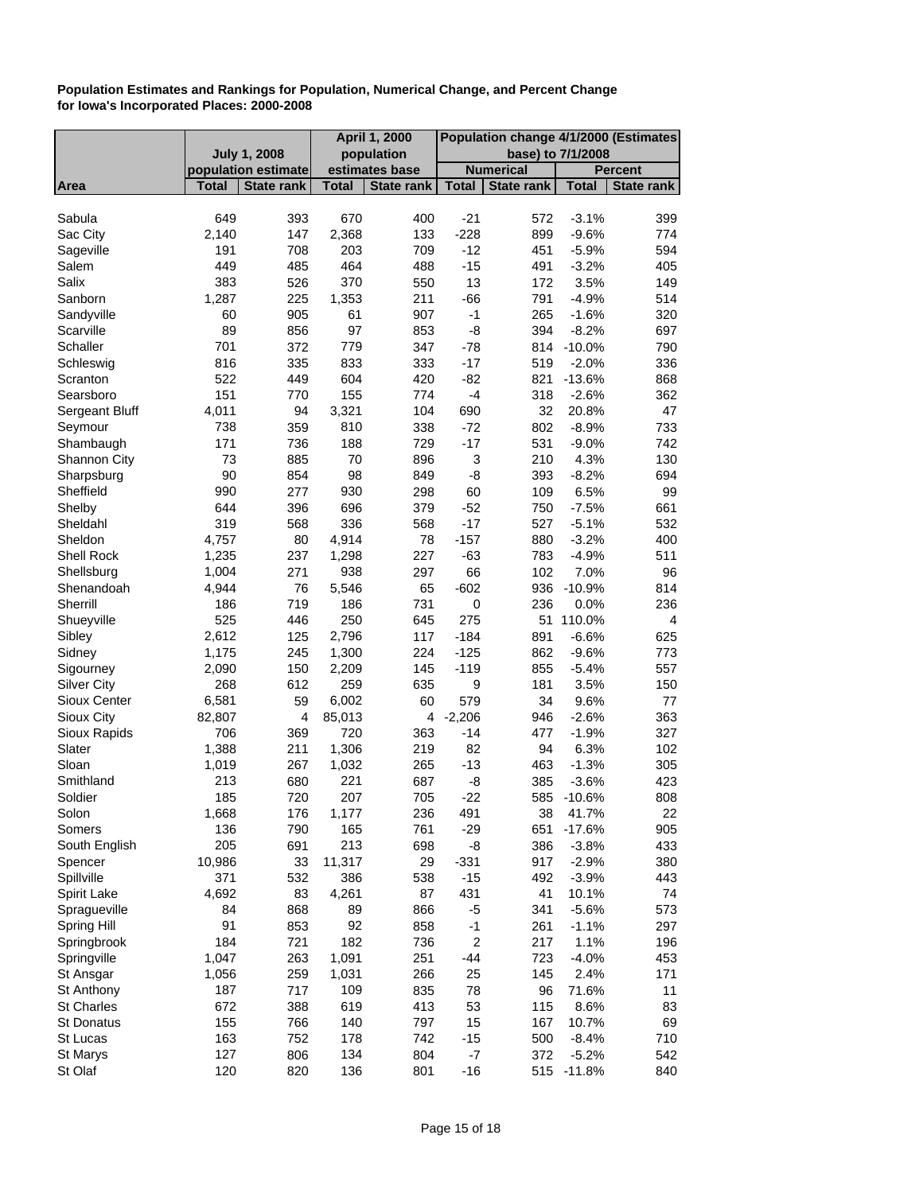**Population Estimates and Rankings for Population, Numerical Change, and Percent Change for Iowa's Incorporated Places: 2000-2008**

| | July 1, 2008 population estimate | | April 1, 2000 population estimates base | | Population change 4/1/2000 (Estimates base) to 7/1/2008 | | | |
|---|---|---|---|---|---|---|---|---|
| | | | | | Numerical | | Percent | |
| Area | Total | State rank | Total | State rank | Total | State rank | Total | State rank |
| Sabula | 649 | 393 | 670 | 400 | -21 | 572 | -3.1% | 399 |
| Sac City | 2,140 | 147 | 2,368 | 133 | -228 | 899 | -9.6% | 774 |
| Sageville | 191 | 708 | 203 | 709 | -12 | 451 | -5.9% | 594 |
| Salem | 449 | 485 | 464 | 488 | -15 | 491 | -3.2% | 405 |
| Salix | 383 | 526 | 370 | 550 | 13 | 172 | 3.5% | 149 |
| Sanborn | 1,287 | 225 | 1,353 | 211 | -66 | 791 | -4.9% | 514 |
| Sandyville | 60 | 905 | 61 | 907 | -1 | 265 | -1.6% | 320 |
| Scarville | 89 | 856 | 97 | 853 | -8 | 394 | -8.2% | 697 |
| Schaller | 701 | 372 | 779 | 347 | -78 | 814 | -10.0% | 790 |
| Schleswig | 816 | 335 | 833 | 333 | -17 | 519 | -2.0% | 336 |
| Scranton | 522 | 449 | 604 | 420 | -82 | 821 | -13.6% | 868 |
| Searsboro | 151 | 770 | 155 | 774 | -4 | 318 | -2.6% | 362 |
| Sergeant Bluff | 4,011 | 94 | 3,321 | 104 | 690 | 32 | 20.8% | 47 |
| Seymour | 738 | 359 | 810 | 338 | -72 | 802 | -8.9% | 733 |
| Shambaugh | 171 | 736 | 188 | 729 | -17 | 531 | -9.0% | 742 |
| Shannon City | 73 | 885 | 70 | 896 | 3 | 210 | 4.3% | 130 |
| Sharpsburg | 90 | 854 | 98 | 849 | -8 | 393 | -8.2% | 694 |
| Sheffield | 990 | 277 | 930 | 298 | 60 | 109 | 6.5% | 99 |
| Shelby | 644 | 396 | 696 | 379 | -52 | 750 | -7.5% | 661 |
| Sheldahl | 319 | 568 | 336 | 568 | -17 | 527 | -5.1% | 532 |
| Sheldon | 4,757 | 80 | 4,914 | 78 | -157 | 880 | -3.2% | 400 |
| Shell Rock | 1,235 | 237 | 1,298 | 227 | -63 | 783 | -4.9% | 511 |
| Shellsburg | 1,004 | 271 | 938 | 297 | 66 | 102 | 7.0% | 96 |
| Shenandoah | 4,944 | 76 | 5,546 | 65 | -602 | 936 | -10.9% | 814 |
| Sherrill | 186 | 719 | 186 | 731 | 0 | 236 | 0.0% | 236 |
| Shueyville | 525 | 446 | 250 | 645 | 275 | 51 | 110.0% | 4 |
| Sibley | 2,612 | 125 | 2,796 | 117 | -184 | 891 | -6.6% | 625 |
| Sidney | 1,175 | 245 | 1,300 | 224 | -125 | 862 | -9.6% | 773 |
| Sigourney | 2,090 | 150 | 2,209 | 145 | -119 | 855 | -5.4% | 557 |
| Silver City | 268 | 612 | 259 | 635 | 9 | 181 | 3.5% | 150 |
| Sioux Center | 6,581 | 59 | 6,002 | 60 | 579 | 34 | 9.6% | 77 |
| Sioux City | 82,807 | 4 | 85,013 | 4 | -2,206 | 946 | -2.6% | 363 |
| Sioux Rapids | 706 | 369 | 720 | 363 | -14 | 477 | -1.9% | 327 |
| Slater | 1,388 | 211 | 1,306 | 219 | 82 | 94 | 6.3% | 102 |
| Sloan | 1,019 | 267 | 1,032 | 265 | -13 | 463 | -1.3% | 305 |
| Smithland | 213 | 680 | 221 | 687 | -8 | 385 | -3.6% | 423 |
| Soldier | 185 | 720 | 207 | 705 | -22 | 585 | -10.6% | 808 |
| Solon | 1,668 | 176 | 1,177 | 236 | 491 | 38 | 41.7% | 22 |
| Somers | 136 | 790 | 165 | 761 | -29 | 651 | -17.6% | 905 |
| South English | 205 | 691 | 213 | 698 | -8 | 386 | -3.8% | 433 |
| Spencer | 10,986 | 33 | 11,317 | 29 | -331 | 917 | -2.9% | 380 |
| Spillville | 371 | 532 | 386 | 538 | -15 | 492 | -3.9% | 443 |
| Spirit Lake | 4,692 | 83 | 4,261 | 87 | 431 | 41 | 10.1% | 74 |
| Spragueville | 84 | 868 | 89 | 866 | -5 | 341 | -5.6% | 573 |
| Spring Hill | 91 | 853 | 92 | 858 | -1 | 261 | -1.1% | 297 |
| Springbrook | 184 | 721 | 182 | 736 | 2 | 217 | 1.1% | 196 |
| Springville | 1,047 | 263 | 1,091 | 251 | -44 | 723 | -4.0% | 453 |
| St Ansgar | 1,056 | 259 | 1,031 | 266 | 25 | 145 | 2.4% | 171 |
| St Anthony | 187 | 717 | 109 | 835 | 78 | 96 | 71.6% | 11 |
| St Charles | 672 | 388 | 619 | 413 | 53 | 115 | 8.6% | 83 |
| St Donatus | 155 | 766 | 140 | 797 | 15 | 167 | 10.7% | 69 |
| St Lucas | 163 | 752 | 178 | 742 | -15 | 500 | -8.4% | 710 |
| St Marys | 127 | 806 | 134 | 804 | -7 | 372 | -5.2% | 542 |
| St Olaf | 120 | 820 | 136 | 801 | -16 | 515 | -11.8% | 840 |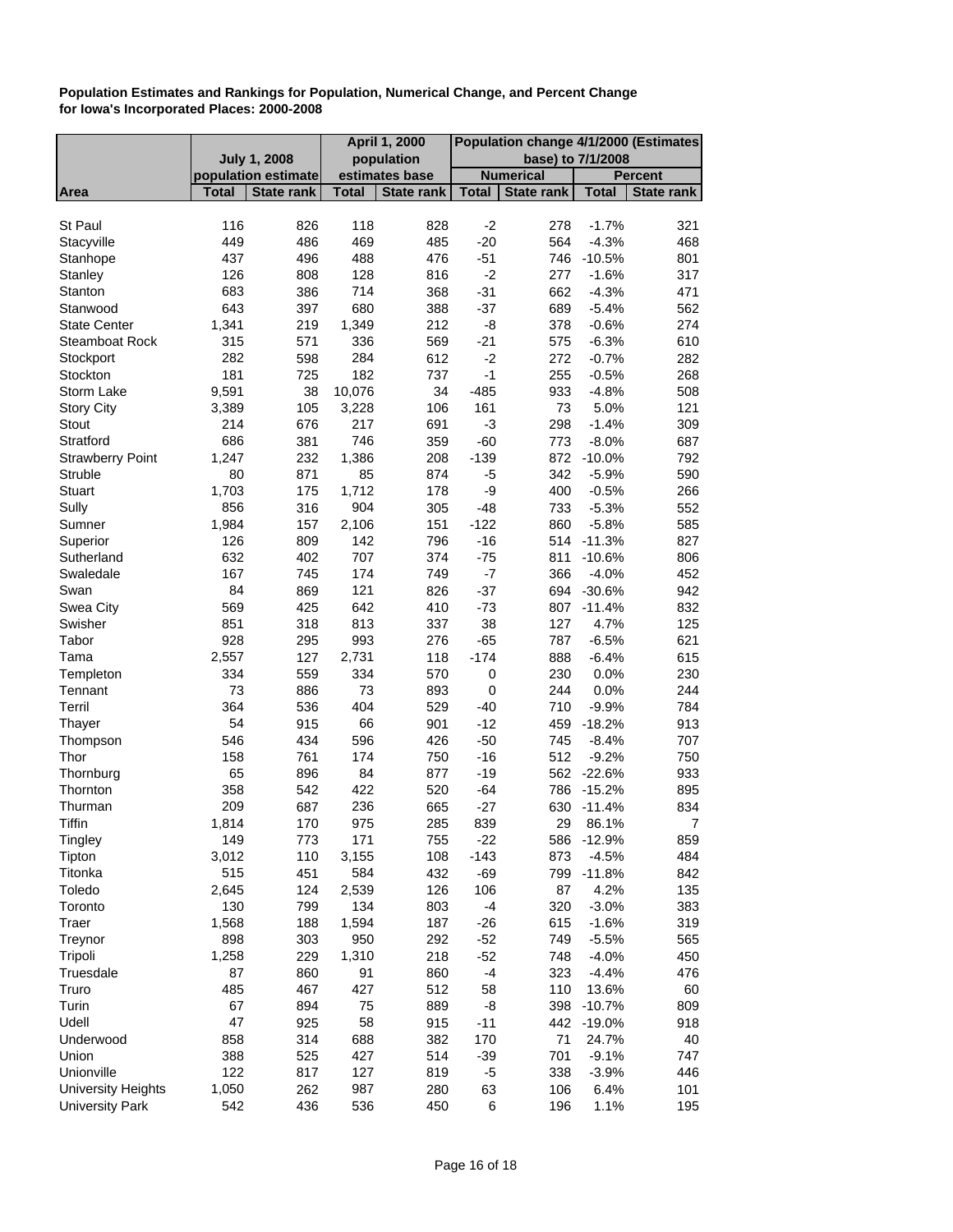**Population Estimates and Rankings for Population, Numerical Change, and Percent Change for Iowa's Incorporated Places: 2000-2008**

| | July 1, 2008 population estimate | | April 1, 2000 population estimates base | | Population change 4/1/2000 (Estimates base) to 7/1/2008 | | | |
|---|---|---|---|---|---|---|---|---|
| | | | | | Numerical | | Percent | |
| Area | Total | State rank | Total | State rank | Total | State rank | Total | State rank |
| St Paul | 116 | 826 | 118 | 828 | -2 | 278 | -1.7% | 321 |
| Stacyville | 449 | 486 | 469 | 485 | -20 | 564 | -4.3% | 468 |
| Stanhope | 437 | 496 | 488 | 476 | -51 | 746 | -10.5% | 801 |
| Stanley | 126 | 808 | 128 | 816 | -2 | 277 | -1.6% | 317 |
| Stanton | 683 | 386 | 714 | 368 | -31 | 662 | -4.3% | 471 |
| Stanwood | 643 | 397 | 680 | 388 | -37 | 689 | -5.4% | 562 |
| State Center | 1,341 | 219 | 1,349 | 212 | -8 | 378 | -0.6% | 274 |
| Steamboat Rock | 315 | 571 | 336 | 569 | -21 | 575 | -6.3% | 610 |
| Stockport | 282 | 598 | 284 | 612 | -2 | 272 | -0.7% | 282 |
| Stockton | 181 | 725 | 182 | 737 | -1 | 255 | -0.5% | 268 |
| Storm Lake | 9,591 | 38 | 10,076 | 34 | -485 | 933 | -4.8% | 508 |
| Story City | 3,389 | 105 | 3,228 | 106 | 161 | 73 | 5.0% | 121 |
| Stout | 214 | 676 | 217 | 691 | -3 | 298 | -1.4% | 309 |
| Stratford | 686 | 381 | 746 | 359 | -60 | 773 | -8.0% | 687 |
| Strawberry Point | 1,247 | 232 | 1,386 | 208 | -139 | 872 | -10.0% | 792 |
| Struble | 80 | 871 | 85 | 874 | -5 | 342 | -5.9% | 590 |
| Stuart | 1,703 | 175 | 1,712 | 178 | -9 | 400 | -0.5% | 266 |
| Sully | 856 | 316 | 904 | 305 | -48 | 733 | -5.3% | 552 |
| Sumner | 1,984 | 157 | 2,106 | 151 | -122 | 860 | -5.8% | 585 |
| Superior | 126 | 809 | 142 | 796 | -16 | 514 | -11.3% | 827 |
| Sutherland | 632 | 402 | 707 | 374 | -75 | 811 | -10.6% | 806 |
| Swaledale | 167 | 745 | 174 | 749 | -7 | 366 | -4.0% | 452 |
| Swan | 84 | 869 | 121 | 826 | -37 | 694 | -30.6% | 942 |
| Swea City | 569 | 425 | 642 | 410 | -73 | 807 | -11.4% | 832 |
| Swisher | 851 | 318 | 813 | 337 | 38 | 127 | 4.7% | 125 |
| Tabor | 928 | 295 | 993 | 276 | -65 | 787 | -6.5% | 621 |
| Tama | 2,557 | 127 | 2,731 | 118 | -174 | 888 | -6.4% | 615 |
| Templeton | 334 | 559 | 334 | 570 | 0 | 230 | 0.0% | 230 |
| Tennant | 73 | 886 | 73 | 893 | 0 | 244 | 0.0% | 244 |
| Terril | 364 | 536 | 404 | 529 | -40 | 710 | -9.9% | 784 |
| Thayer | 54 | 915 | 66 | 901 | -12 | 459 | -18.2% | 913 |
| Thompson | 546 | 434 | 596 | 426 | -50 | 745 | -8.4% | 707 |
| Thor | 158 | 761 | 174 | 750 | -16 | 512 | -9.2% | 750 |
| Thornburg | 65 | 896 | 84 | 877 | -19 | 562 | -22.6% | 933 |
| Thornton | 358 | 542 | 422 | 520 | -64 | 786 | -15.2% | 895 |
| Thurman | 209 | 687 | 236 | 665 | -27 | 630 | -11.4% | 834 |
| Tiffin | 1,814 | 170 | 975 | 285 | 839 | 29 | 86.1% | 7 |
| Tingley | 149 | 773 | 171 | 755 | -22 | 586 | -12.9% | 859 |
| Tipton | 3,012 | 110 | 3,155 | 108 | -143 | 873 | -4.5% | 484 |
| Titonka | 515 | 451 | 584 | 432 | -69 | 799 | -11.8% | 842 |
| Toledo | 2,645 | 124 | 2,539 | 126 | 106 | 87 | 4.2% | 135 |
| Toronto | 130 | 799 | 134 | 803 | -4 | 320 | -3.0% | 383 |
| Traer | 1,568 | 188 | 1,594 | 187 | -26 | 615 | -1.6% | 319 |
| Treynor | 898 | 303 | 950 | 292 | -52 | 749 | -5.5% | 565 |
| Tripoli | 1,258 | 229 | 1,310 | 218 | -52 | 748 | -4.0% | 450 |
| Truesdale | 87 | 860 | 91 | 860 | -4 | 323 | -4.4% | 476 |
| Truro | 485 | 467 | 427 | 512 | 58 | 110 | 13.6% | 60 |
| Turin | 67 | 894 | 75 | 889 | -8 | 398 | -10.7% | 809 |
| Udell | 47 | 925 | 58 | 915 | -11 | 442 | -19.0% | 918 |
| Underwood | 858 | 314 | 688 | 382 | 170 | 71 | 24.7% | 40 |
| Union | 388 | 525 | 427 | 514 | -39 | 701 | -9.1% | 747 |
| Unionville | 122 | 817 | 127 | 819 | -5 | 338 | -3.9% | 446 |
| University Heights | 1,050 | 262 | 987 | 280 | 63 | 106 | 6.4% | 101 |
| University Park | 542 | 436 | 536 | 450 | 6 | 196 | 1.1% | 195 |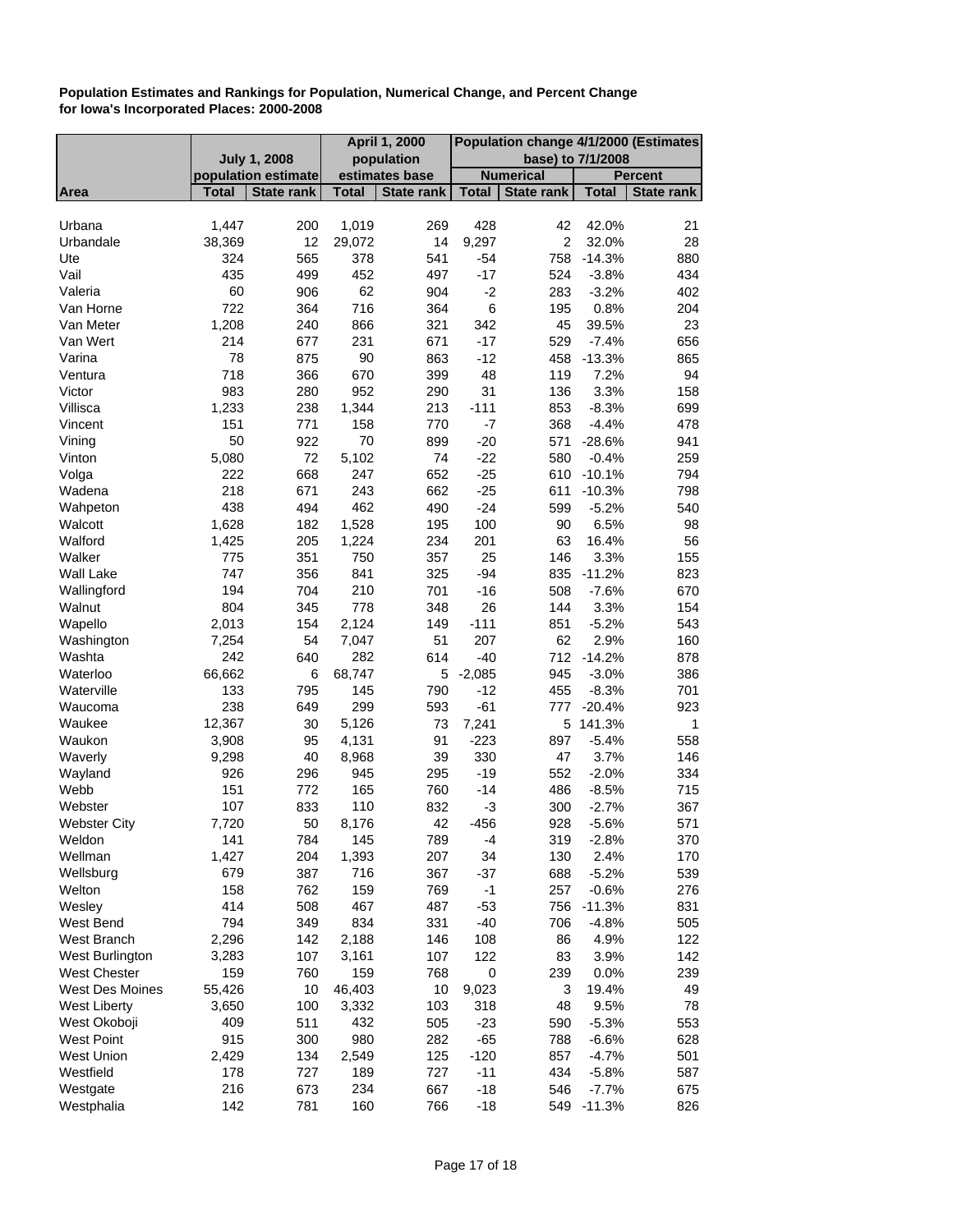**Population Estimates and Rankings for Population, Numerical Change, and Percent Change for Iowa's Incorporated Places: 2000-2008**

| | July 1, 2008 population estimate | | April 1, 2000 population estimates base | | Population change 4/1/2000 (Estimates base) to 7/1/2008 | | | |
|---|---|---|---|---|---|---|---|---|
| | | | | | Numerical | | Percent | |
| Area | Total | State rank | Total | State rank | Total | State rank | Total | State rank |
| Urbana | 1,447 | 200 | 1,019 | 269 | 428 | 42 | 42.0% | 21 |
| Urbandale | 38,369 | 12 | 29,072 | 14 | 9,297 | 2 | 32.0% | 28 |
| Ute | 324 | 565 | 378 | 541 | -54 | 758 | -14.3% | 880 |
| Vail | 435 | 499 | 452 | 497 | -17 | 524 | -3.8% | 434 |
| Valeria | 60 | 906 | 62 | 904 | -2 | 283 | -3.2% | 402 |
| Van Horne | 722 | 364 | 716 | 364 | 6 | 195 | 0.8% | 204 |
| Van Meter | 1,208 | 240 | 866 | 321 | 342 | 45 | 39.5% | 23 |
| Van Wert | 214 | 677 | 231 | 671 | -17 | 529 | -7.4% | 656 |
| Varina | 78 | 875 | 90 | 863 | -12 | 458 | -13.3% | 865 |
| Ventura | 718 | 366 | 670 | 399 | 48 | 119 | 7.2% | 94 |
| Victor | 983 | 280 | 952 | 290 | 31 | 136 | 3.3% | 158 |
| Villisca | 1,233 | 238 | 1,344 | 213 | -111 | 853 | -8.3% | 699 |
| Vincent | 151 | 771 | 158 | 770 | -7 | 368 | -4.4% | 478 |
| Vining | 50 | 922 | 70 | 899 | -20 | 571 | -28.6% | 941 |
| Vinton | 5,080 | 72 | 5,102 | 74 | -22 | 580 | -0.4% | 259 |
| Volga | 222 | 668 | 247 | 652 | -25 | 610 | -10.1% | 794 |
| Wadena | 218 | 671 | 243 | 662 | -25 | 611 | -10.3% | 798 |
| Wahpeton | 438 | 494 | 462 | 490 | -24 | 599 | -5.2% | 540 |
| Walcott | 1,628 | 182 | 1,528 | 195 | 100 | 90 | 6.5% | 98 |
| Walford | 1,425 | 205 | 1,224 | 234 | 201 | 63 | 16.4% | 56 |
| Walker | 775 | 351 | 750 | 357 | 25 | 146 | 3.3% | 155 |
| Wall Lake | 747 | 356 | 841 | 325 | -94 | 835 | -11.2% | 823 |
| Wallingford | 194 | 704 | 210 | 701 | -16 | 508 | -7.6% | 670 |
| Walnut | 804 | 345 | 778 | 348 | 26 | 144 | 3.3% | 154 |
| Wapello | 2,013 | 154 | 2,124 | 149 | -111 | 851 | -5.2% | 543 |
| Washington | 7,254 | 54 | 7,047 | 51 | 207 | 62 | 2.9% | 160 |
| Washta | 242 | 640 | 282 | 614 | -40 | 712 | -14.2% | 878 |
| Waterloo | 66,662 | 6 | 68,747 | 5 | -2,085 | 945 | -3.0% | 386 |
| Waterville | 133 | 795 | 145 | 790 | -12 | 455 | -8.3% | 701 |
| Waucoma | 238 | 649 | 299 | 593 | -61 | 777 | -20.4% | 923 |
| Waukee | 12,367 | 30 | 5,126 | 73 | 7,241 | 5 | 141.3% | 1 |
| Waukon | 3,908 | 95 | 4,131 | 91 | -223 | 897 | -5.4% | 558 |
| Waverly | 9,298 | 40 | 8,968 | 39 | 330 | 47 | 3.7% | 146 |
| Wayland | 926 | 296 | 945 | 295 | -19 | 552 | -2.0% | 334 |
| Webb | 151 | 772 | 165 | 760 | -14 | 486 | -8.5% | 715 |
| Webster | 107 | 833 | 110 | 832 | -3 | 300 | -2.7% | 367 |
| Webster City | 7,720 | 50 | 8,176 | 42 | -456 | 928 | -5.6% | 571 |
| Weldon | 141 | 784 | 145 | 789 | -4 | 319 | -2.8% | 370 |
| Wellman | 1,427 | 204 | 1,393 | 207 | 34 | 130 | 2.4% | 170 |
| Wellsburg | 679 | 387 | 716 | 367 | -37 | 688 | -5.2% | 539 |
| Welton | 158 | 762 | 159 | 769 | -1 | 257 | -0.6% | 276 |
| Wesley | 414 | 508 | 467 | 487 | -53 | 756 | -11.3% | 831 |
| West Bend | 794 | 349 | 834 | 331 | -40 | 706 | -4.8% | 505 |
| West Branch | 2,296 | 142 | 2,188 | 146 | 108 | 86 | 4.9% | 122 |
| West Burlington | 3,283 | 107 | 3,161 | 107 | 122 | 83 | 3.9% | 142 |
| West Chester | 159 | 760 | 159 | 768 | 0 | 239 | 0.0% | 239 |
| West Des Moines | 55,426 | 10 | 46,403 | 10 | 9,023 | 3 | 19.4% | 49 |
| West Liberty | 3,650 | 100 | 3,332 | 103 | 318 | 48 | 9.5% | 78 |
| West Okoboji | 409 | 511 | 432 | 505 | -23 | 590 | -5.3% | 553 |
| West Point | 915 | 300 | 980 | 282 | -65 | 788 | -6.6% | 628 |
| West Union | 2,429 | 134 | 2,549 | 125 | -120 | 857 | -4.7% | 501 |
| Westfield | 178 | 727 | 189 | 727 | -11 | 434 | -5.8% | 587 |
| Westgate | 216 | 673 | 234 | 667 | -18 | 546 | -7.7% | 675 |
| Westphalia | 142 | 781 | 160 | 766 | -18 | 549 | -11.3% | 826 |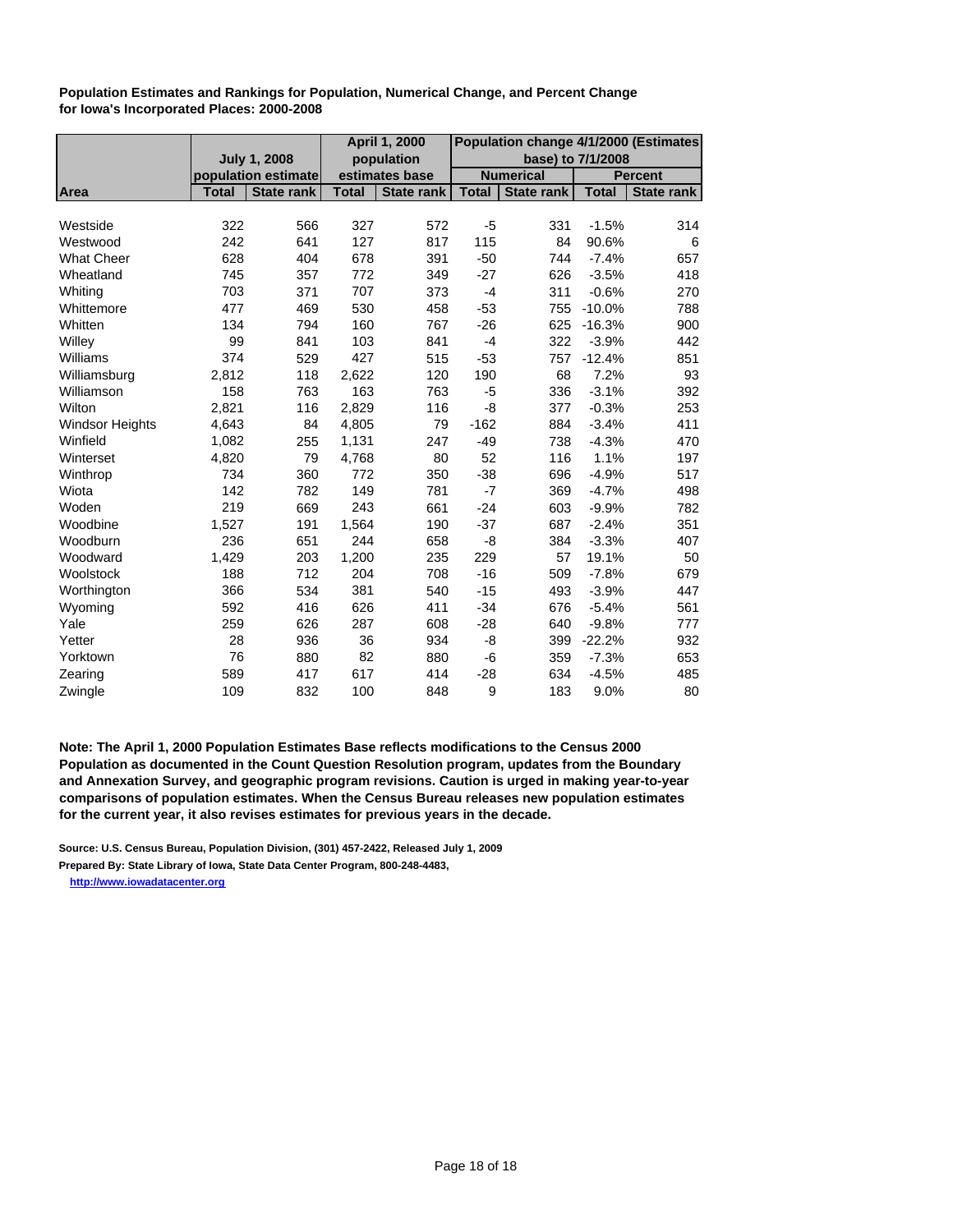**Population Estimates and Rankings for Population, Numerical Change, and Percent Change for Iowa's Incorporated Places: 2000-2008**

| | July 1, 2008 population estimate | | April 1, 2000 population estimates base | | Population change 4/1/2000 (Estimates base) to 7/1/2008 | | | |
|---|---|---|---|---|---|---|---|---|
| | | | | | Numerical | | Percent | |
| Area | Total | State rank | Total | State rank | Total | State rank | Total | State rank |
| Westside | 322 | 566 | 327 | 572 | -5 | 331 | -1.5% | 314 |
| Westwood | 242 | 641 | 127 | 817 | 115 | 84 | 90.6% | 6 |
| What Cheer | 628 | 404 | 678 | 391 | -50 | 744 | -7.4% | 657 |
| Wheatland | 745 | 357 | 772 | 349 | -27 | 626 | -3.5% | 418 |
| Whiting | 703 | 371 | 707 | 373 | -4 | 311 | -0.6% | 270 |
| Whittemore | 477 | 469 | 530 | 458 | -53 | 755 | -10.0% | 788 |
| Whitten | 134 | 794 | 160 | 767 | -26 | 625 | -16.3% | 900 |
| Willey | 99 | 841 | 103 | 841 | -4 | 322 | -3.9% | 442 |
| Williams | 374 | 529 | 427 | 515 | -53 | 757 | -12.4% | 851 |
| Williamsburg | 2,812 | 118 | 2,622 | 120 | 190 | 68 | 7.2% | 93 |
| Williamson | 158 | 763 | 163 | 763 | -5 | 336 | -3.1% | 392 |
| Wilton | 2,821 | 116 | 2,829 | 116 | -8 | 377 | -0.3% | 253 |
| Windsor Heights | 4,643 | 84 | 4,805 | 79 | -162 | 884 | -3.4% | 411 |
| Winfield | 1,082 | 255 | 1,131 | 247 | -49 | 738 | -4.3% | 470 |
| Winterset | 4,820 | 79 | 4,768 | 80 | 52 | 116 | 1.1% | 197 |
| Winthrop | 734 | 360 | 772 | 350 | -38 | 696 | -4.9% | 517 |
| Wiota | 142 | 782 | 149 | 781 | -7 | 369 | -4.7% | 498 |
| Woden | 219 | 669 | 243 | 661 | -24 | 603 | -9.9% | 782 |
| Woodbine | 1,527 | 191 | 1,564 | 190 | -37 | 687 | -2.4% | 351 |
| Woodburn | 236 | 651 | 244 | 658 | -8 | 384 | -3.3% | 407 |
| Woodward | 1,429 | 203 | 1,200 | 235 | 229 | 57 | 19.1% | 50 |
| Woolstock | 188 | 712 | 204 | 708 | -16 | 509 | -7.8% | 679 |
| Worthington | 366 | 534 | 381 | 540 | -15 | 493 | -3.9% | 447 |
| Wyoming | 592 | 416 | 626 | 411 | -34 | 676 | -5.4% | 561 |
| Yale | 259 | 626 | 287 | 608 | -28 | 640 | -9.8% | 777 |
| Yetter | 28 | 936 | 36 | 934 | -8 | 399 | -22.2% | 932 |
| Yorktown | 76 | 880 | 82 | 880 | -6 | 359 | -7.3% | 653 |
| Zearing | 589 | 417 | 617 | 414 | -28 | 634 | -4.5% | 485 |
| Zwingle | 109 | 832 | 100 | 848 | 9 | 183 | 9.0% | 80 |

**Note: The April 1, 2000 Population Estimates Base reflects modifications to the Census 2000 Population as documented in the Count Question Resolution program, updates from the Boundary and Annexation Survey, and geographic program revisions. Caution is urged in making year-to-year comparisons of population estimates. When the Census Bureau releases new population estimates for the current year, it also revises estimates for previous years in the decade.**

Source: U.S. Census Bureau, Population Division, (301) 457-2422, Released July 1, 2009

Prepared By: State Library of Iowa, State Data Center Program, 800-248-4483,

http://www.iowadatacenter.org